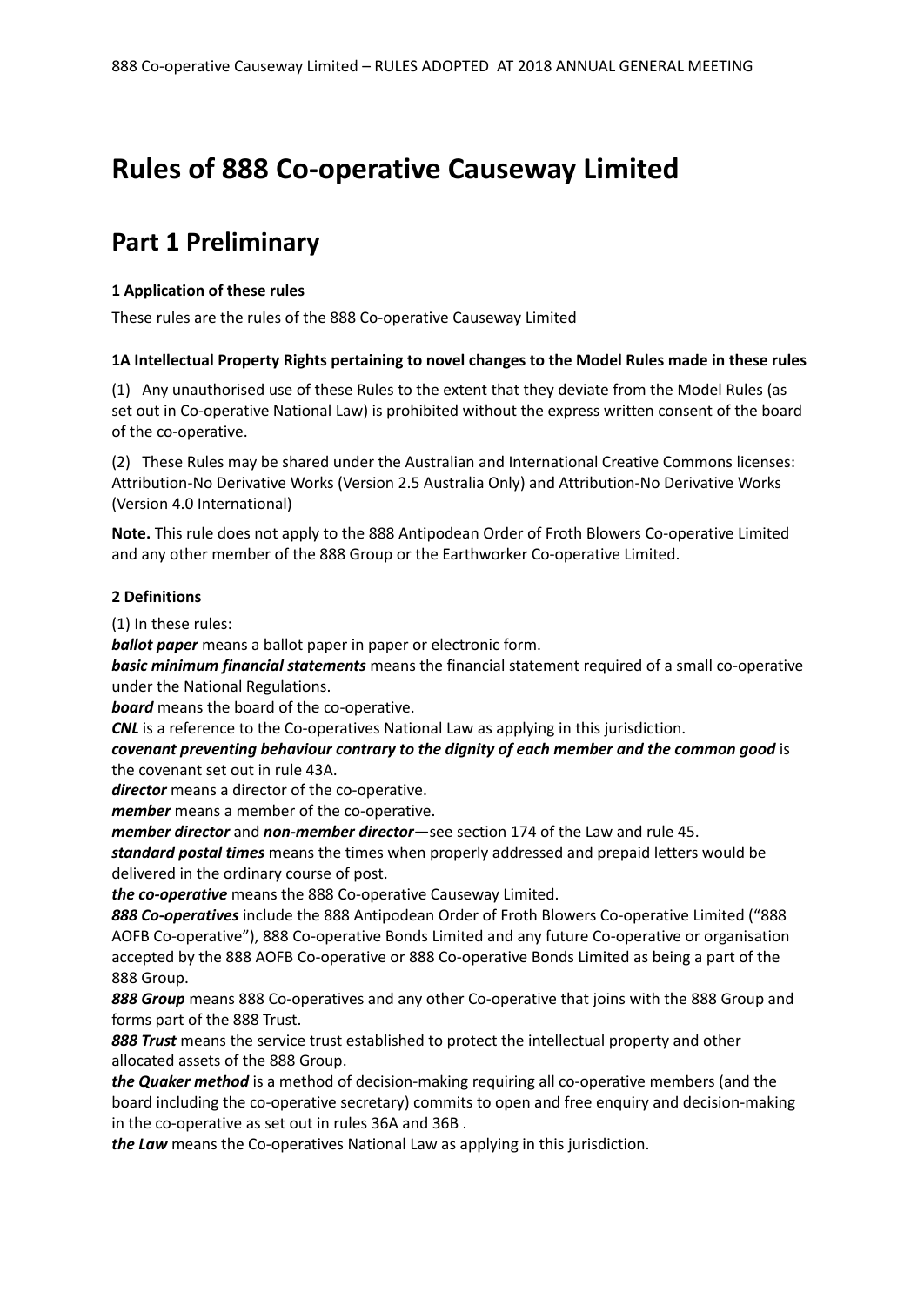# Rules of 888 Co-operative Causeway Limited

## Part 1 Preliminary

**1 Application of these rules**

These rules are the rules of the 888 Co-operative Causeway Limited

**1A Intellectual Property Rights pertaining to novel changes to the Model Rules made in these rules**

(1) Any unauthorised use of these Rules to the extent that they deviate from the Model Rules (as set out in Co-operative National Law) is prohibited without the express written consent of the board of the co-operative.

(2) These Rules may be shared under the Australian and International Creative Commons licenses: Attribution-No Derivative Works (Version 2.5 Australia Only) and Attribution-No Derivative Works (Version 4.0 International)

**Note.** This rule does not apply to the 888 Antipodean Order of Froth Blowers Co-operative Limited and any other member of the 888 Group or the Earthworker Co-operative Limited.

**2 Definitions**

(1) In these rules:

***ballot paper*** means a ballot paper in paper or electronic form.

***basic minimum financial statements*** means the financial statement required of a small co-operative under the National Regulations.

***board*** means the board of the co-operative.

***CNL*** is a reference to the Co-operatives National Law as applying in this jurisdiction.

***covenant preventing behaviour contrary to the dignity of each member and the common good*** is the covenant set out in rule 43A.

***director*** means a director of the co-operative.

***member*** means a member of the co-operative.

***member director*** and ***non-member director***—see section 174 of the Law and rule 45.

***standard postal times*** means the times when properly addressed and prepaid letters would be delivered in the ordinary course of post.

***the co-operative*** means the 888 Co-operative Causeway Limited.

***888 Co-operatives*** include the 888 Antipodean Order of Froth Blowers Co-operative Limited ("888 AOFB Co-operative"), 888 Co-operative Bonds Limited and any future Co-operative or organisation accepted by the 888 AOFB Co-operative or 888 Co-operative Bonds Limited as being a part of the 888 Group.

***888 Group*** means 888 Co-operatives and any other Co-operative that joins with the 888 Group and forms part of the 888 Trust.

***888 Trust*** means the service trust established to protect the intellectual property and other allocated assets of the 888 Group.

***the Quaker method*** is a method of decision-making requiring all co-operative members (and the board including the co-operative secretary) commits to open and free enquiry and decision-making in the co-operative as set out in rules 36A and 36B .

***the Law*** means the Co-operatives National Law as applying in this jurisdiction.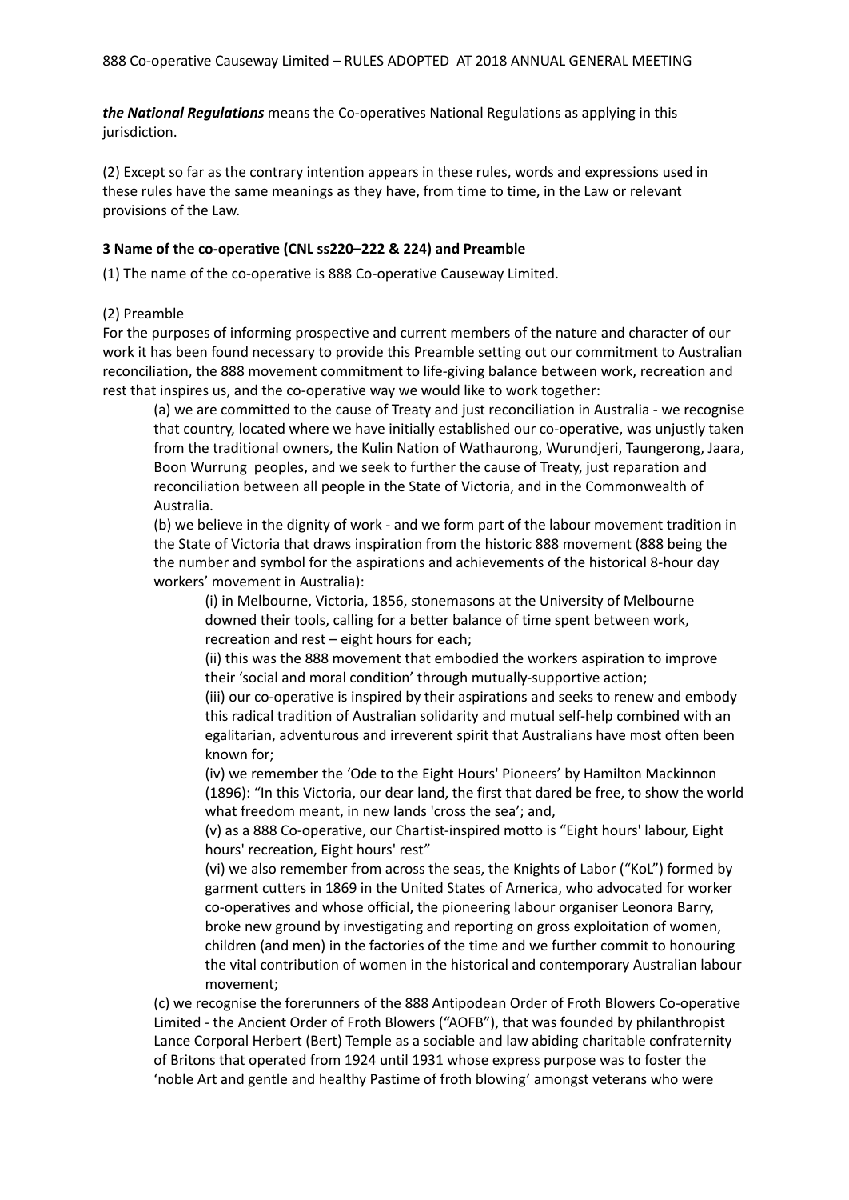***the National Regulations*** means the Co-operatives National Regulations as applying in this jurisdiction.

(2) Except so far as the contrary intention appears in these rules, words and expressions used in these rules have the same meanings as they have, from time to time, in the Law or relevant provisions of the Law.

**3 Name of the co-operative (CNL ss220–222 & 224) and Preamble**

(1) The name of the co-operative is 888 Co-operative Causeway Limited.

(2) Preamble

For the purposes of informing prospective and current members of the nature and character of our work it has been found necessary to provide this Preamble setting out our commitment to Australian reconciliation, the 888 movement commitment to life-giving balance between work, recreation and rest that inspires us, and the co-operative way we would like to work together:

(a) we are committed to the cause of Treaty and just reconciliation in Australia - we recognise that country, located where we have initially established our co-operative, was unjustly taken from the traditional owners, the Kulin Nation of Wathaurong, Wurundjeri, Taungerong, Jaara, Boon Wurrung peoples, and we seek to further the cause of Treaty, just reparation and reconciliation between all people in the State of Victoria, and in the Commonwealth of Australia.

(b) we believe in the dignity of work - and we form part of the labour movement tradition in the State of Victoria that draws inspiration from the historic 888 movement (888 being the the number and symbol for the aspirations and achievements of the historical 8-hour day workers' movement in Australia):

(i) in Melbourne, Victoria, 1856, stonemasons at the University of Melbourne downed their tools, calling for a better balance of time spent between work, recreation and rest – eight hours for each;

(ii) this was the 888 movement that embodied the workers aspiration to improve their 'social and moral condition' through mutually-supportive action;

(iii) our co-operative is inspired by their aspirations and seeks to renew and embody this radical tradition of Australian solidarity and mutual self-help combined with an egalitarian, adventurous and irreverent spirit that Australians have most often been known for;

(iv) we remember the 'Ode to the Eight Hours' Pioneers' by Hamilton Mackinnon (1896): "In this Victoria, our dear land, the first that dared be free, to show the world what freedom meant, in new lands 'cross the sea'; and,

(v) as a 888 Co-operative, our Chartist-inspired motto is "Eight hours' labour, Eight hours' recreation, Eight hours' rest"

(vi) we also remember from across the seas, the Knights of Labor ("KoL") formed by garment cutters in 1869 in the United States of America, who advocated for worker co-operatives and whose official, the pioneering labour organiser Leonora Barry, broke new ground by investigating and reporting on gross exploitation of women, children (and men) in the factories of the time and we further commit to honouring the vital contribution of women in the historical and contemporary Australian labour movement;

(c) we recognise the forerunners of the 888 Antipodean Order of Froth Blowers Co-operative Limited - the Ancient Order of Froth Blowers ("AOFB"), that was founded by philanthropist Lance Corporal Herbert (Bert) Temple as a sociable and law abiding charitable confraternity of Britons that operated from 1924 until 1931 whose express purpose was to foster the 'noble Art and gentle and healthy Pastime of froth blowing' amongst veterans who were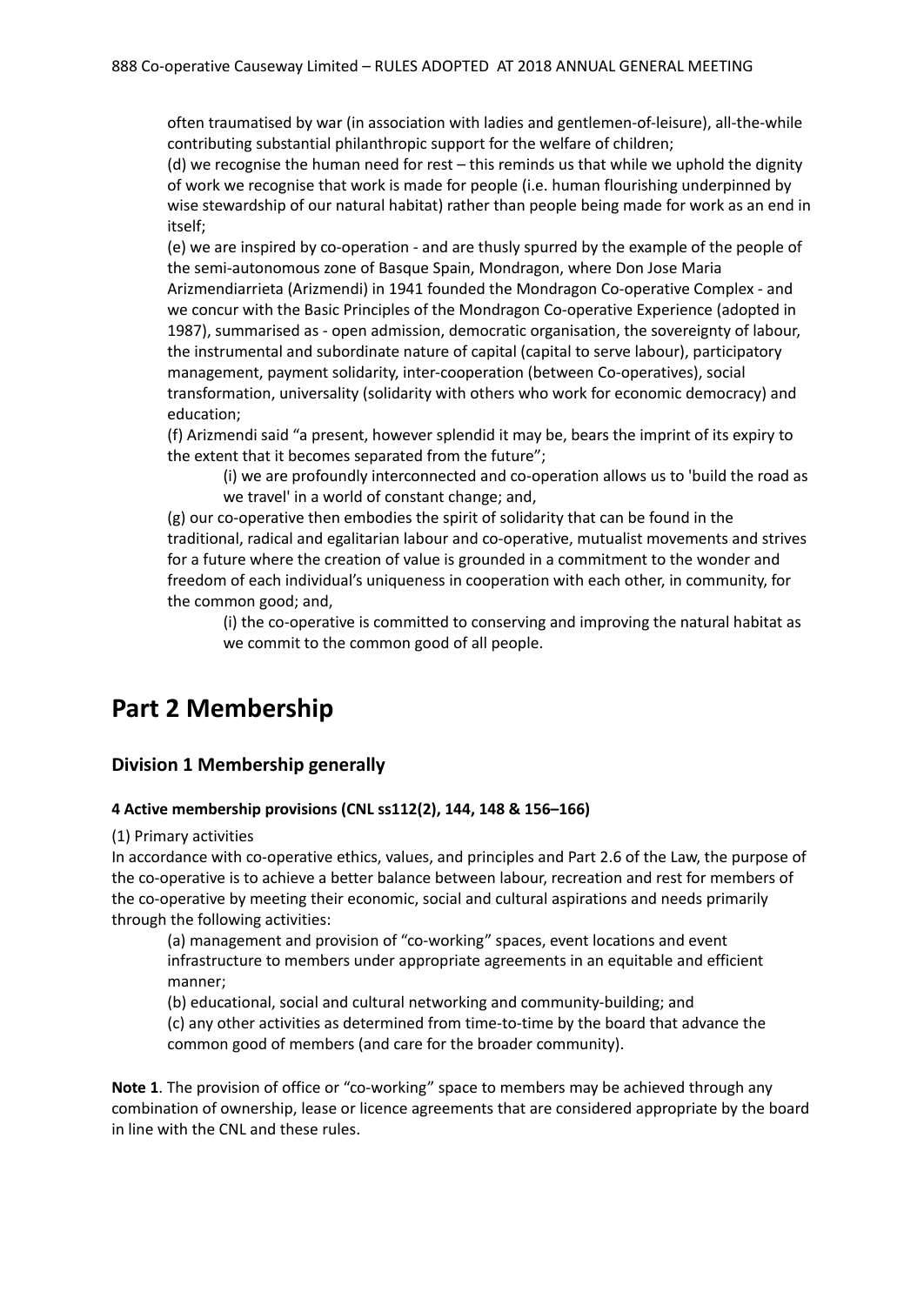often traumatised by war (in association with ladies and gentlemen-of-leisure), all-the-while contributing substantial philanthropic support for the welfare of children;

(d) we recognise the human need for rest – this reminds us that while we uphold the dignity of work we recognise that work is made for people (i.e. human flourishing underpinned by wise stewardship of our natural habitat) rather than people being made for work as an end in itself;

(e) we are inspired by co-operation - and are thusly spurred by the example of the people of the semi-autonomous zone of Basque Spain, Mondragon, where Don Jose Maria Arizmendiarrieta (Arizmendi) in 1941 founded the Mondragon Co-operative Complex - and we concur with the Basic Principles of the Mondragon Co-operative Experience (adopted in 1987), summarised as - open admission, democratic organisation, the sovereignty of labour, the instrumental and subordinate nature of capital (capital to serve labour), participatory management, payment solidarity, inter-cooperation (between Co-operatives), social transformation, universality (solidarity with others who work for economic democracy) and education;

(f) Arizmendi said "a present, however splendid it may be, bears the imprint of its expiry to the extent that it becomes separated from the future";

> (i) we are profoundly interconnected and co-operation allows us to 'build the road as we travel' in a world of constant change; and,

(g) our co-operative then embodies the spirit of solidarity that can be found in the traditional, radical and egalitarian labour and co-operative, mutualist movements and strives for a future where the creation of value is grounded in a commitment to the wonder and freedom of each individual's uniqueness in cooperation with each other, in community, for the common good; and,

> (i) the co-operative is committed to conserving and improving the natural habitat as we commit to the common good of all people.

# Part 2 Membership

## Division 1 Membership generally

#### 4 Active membership provisions (CNL ss112(2), 144, 148 & 156–166)

(1) Primary activities

In accordance with co-operative ethics, values, and principles and Part 2.6 of the Law, the purpose of the co-operative is to achieve a better balance between labour, recreation and rest for members of the co-operative by meeting their economic, social and cultural aspirations and needs primarily through the following activities:

> (a) management and provision of "co-working" spaces, event locations and event infrastructure to members under appropriate agreements in an equitable and efficient manner;
>
> (b) educational, social and cultural networking and community-building; and
>
> (c) any other activities as determined from time-to-time by the board that advance the common good of members (and care for the broader community).

**Note 1**. The provision of office or "co-working" space to members may be achieved through any combination of ownership, lease or licence agreements that are considered appropriate by the board in line with the CNL and these rules.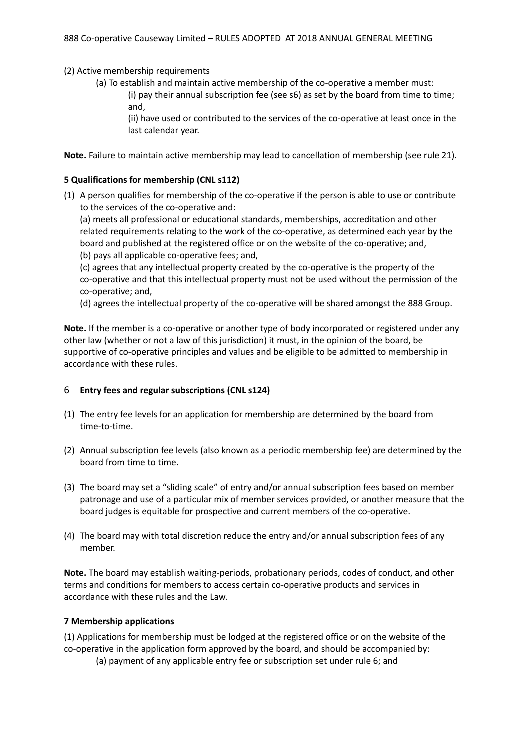(2) Active membership requirements

(a) To establish and maintain active membership of the co-operative a member must:

(i) pay their annual subscription fee (see s6) as set by the board from time to time; and,

(ii) have used or contributed to the services of the co-operative at least once in the last calendar year.

**Note.** Failure to maintain active membership may lead to cancellation of membership (see rule 21).

**5 Qualifications for membership (CNL s112)**

(1) A person qualifies for membership of the co-operative if the person is able to use or contribute to the services of the co-operative and:

(a) meets all professional or educational standards, memberships, accreditation and other related requirements relating to the work of the co-operative, as determined each year by the board and published at the registered office or on the website of the co-operative; and,

(b) pays all applicable co-operative fees; and,

(c) agrees that any intellectual property created by the co-operative is the property of the co-operative and that this intellectual property must not be used without the permission of the co-operative; and,

(d) agrees the intellectual property of the co-operative will be shared amongst the 888 Group.

**Note.** If the member is a co-operative or another type of body incorporated or registered under any other law (whether or not a law of this jurisdiction) it must, in the opinion of the board, be supportive of co-operative principles and values and be eligible to be admitted to membership in accordance with these rules.

6 **Entry fees and regular subscriptions (CNL s124)**

(1) The entry fee levels for an application for membership are determined by the board from time-to-time.

(2) Annual subscription fee levels (also known as a periodic membership fee) are determined by the board from time to time.

(3) The board may set a "sliding scale" of entry and/or annual subscription fees based on member patronage and use of a particular mix of member services provided, or another measure that the board judges is equitable for prospective and current members of the co-operative.

(4) The board may with total discretion reduce the entry and/or annual subscription fees of any member.

**Note.** The board may establish waiting-periods, probationary periods, codes of conduct, and other terms and conditions for members to access certain co-operative products and services in accordance with these rules and the Law.

**7 Membership applications**

(1) Applications for membership must be lodged at the registered office or on the website of the co-operative in the application form approved by the board, and should be accompanied by:

(a) payment of any applicable entry fee or subscription set under rule 6; and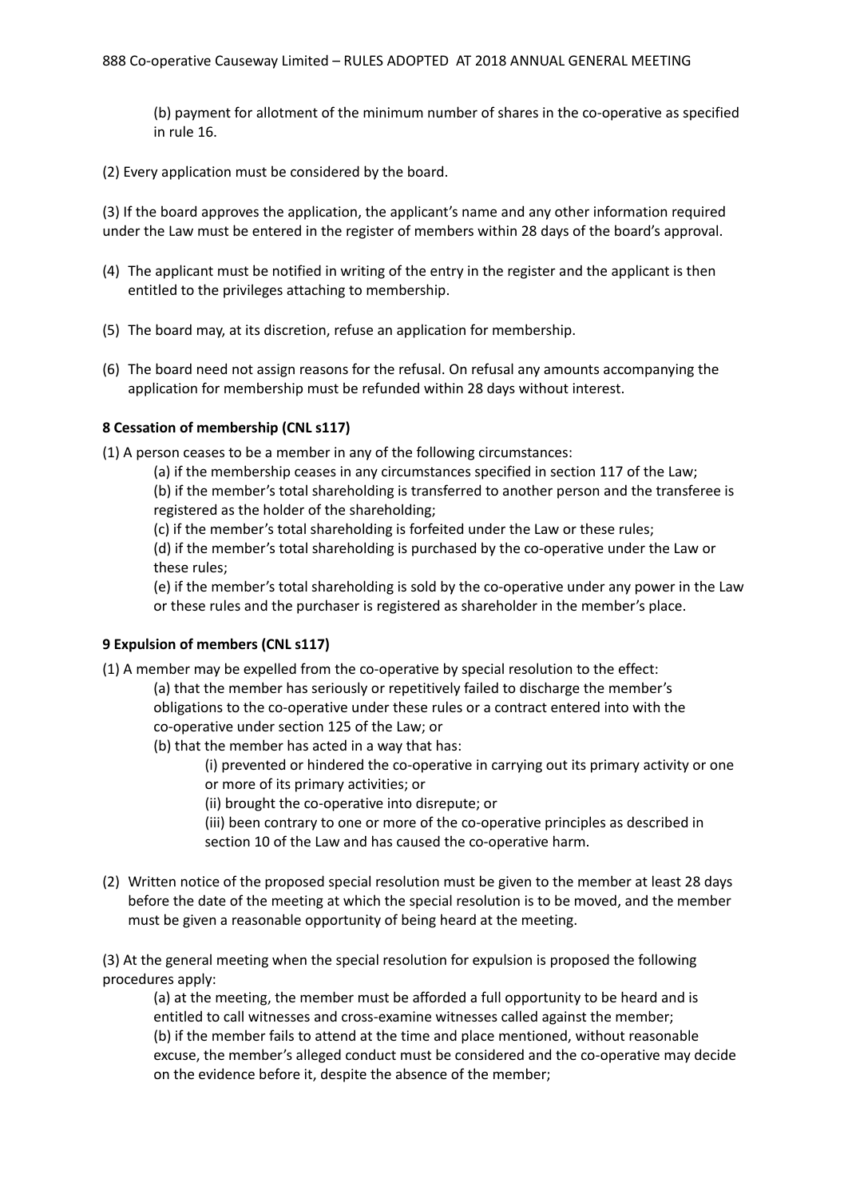(b) payment for allotment of the minimum number of shares in the co-operative as specified in rule 16.

(2) Every application must be considered by the board.

(3) If the board approves the application, the applicant's name and any other information required under the Law must be entered in the register of members within 28 days of the board's approval.

(4) The applicant must be notified in writing of the entry in the register and the applicant is then entitled to the privileges attaching to membership.

(5) The board may, at its discretion, refuse an application for membership.

(6) The board need not assign reasons for the refusal. On refusal any amounts accompanying the application for membership must be refunded within 28 days without interest.

**8 Cessation of membership (CNL s117)**

(1) A person ceases to be a member in any of the following circumstances:

(a) if the membership ceases in any circumstances specified in section 117 of the Law;
(b) if the member's total shareholding is transferred to another person and the transferee is registered as the holder of the shareholding;
(c) if the member's total shareholding is forfeited under the Law or these rules;
(d) if the member's total shareholding is purchased by the co-operative under the Law or these rules;
(e) if the member's total shareholding is sold by the co-operative under any power in the Law or these rules and the purchaser is registered as shareholder in the member's place.

**9 Expulsion of members (CNL s117)**

(1) A member may be expelled from the co-operative by special resolution to the effect:

(a) that the member has seriously or repetitively failed to discharge the member's obligations to the co-operative under these rules or a contract entered into with the co-operative under section 125 of the Law; or
(b) that the member has acted in a way that has:

(i) prevented or hindered the co-operative in carrying out its primary activity or one or more of its primary activities; or
(ii) brought the co-operative into disrepute; or
(iii) been contrary to one or more of the co-operative principles as described in section 10 of the Law and has caused the co-operative harm.

(2) Written notice of the proposed special resolution must be given to the member at least 28 days before the date of the meeting at which the special resolution is to be moved, and the member must be given a reasonable opportunity of being heard at the meeting.

(3) At the general meeting when the special resolution for expulsion is proposed the following procedures apply:

(a) at the meeting, the member must be afforded a full opportunity to be heard and is entitled to call witnesses and cross-examine witnesses called against the member;
(b) if the member fails to attend at the time and place mentioned, without reasonable excuse, the member's alleged conduct must be considered and the co-operative may decide on the evidence before it, despite the absence of the member;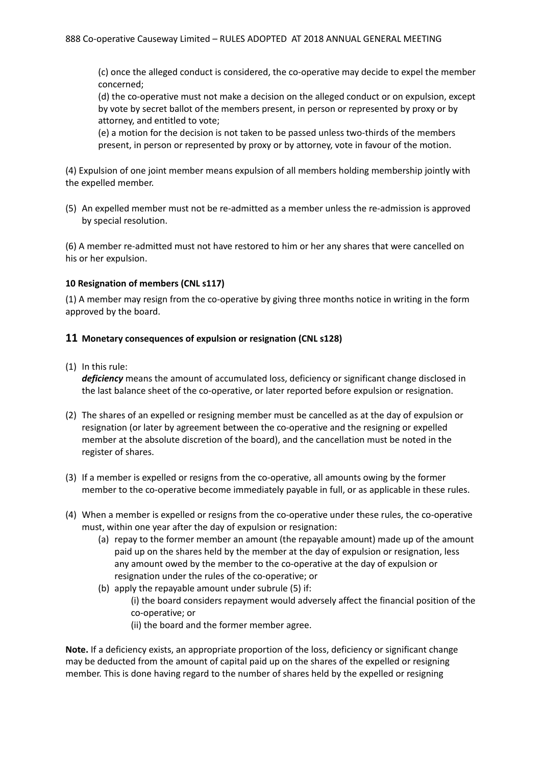(c) once the alleged conduct is considered, the co-operative may decide to expel the member concerned;

(d) the co-operative must not make a decision on the alleged conduct or on expulsion, except by vote by secret ballot of the members present, in person or represented by proxy or by attorney, and entitled to vote;

(e) a motion for the decision is not taken to be passed unless two-thirds of the members present, in person or represented by proxy or by attorney, vote in favour of the motion.

(4) Expulsion of one joint member means expulsion of all members holding membership jointly with the expelled member.

(5) An expelled member must not be re-admitted as a member unless the re-admission is approved by special resolution.

(6) A member re-admitted must not have restored to him or her any shares that were cancelled on his or her expulsion.

**10 Resignation of members (CNL s117)**

(1) A member may resign from the co-operative by giving three months notice in writing in the form approved by the board.

## 11 Monetary consequences of expulsion or resignation (CNL s128)

(1) In this rule:
***deficiency*** means the amount of accumulated loss, deficiency or significant change disclosed in the last balance sheet of the co-operative, or later reported before expulsion or resignation.

(2) The shares of an expelled or resigning member must be cancelled as at the day of expulsion or resignation (or later by agreement between the co-operative and the resigning or expelled member at the absolute discretion of the board), and the cancellation must be noted in the register of shares.

(3) If a member is expelled or resigns from the co-operative, all amounts owing by the former member to the co-operative become immediately payable in full, or as applicable in these rules.

(4) When a member is expelled or resigns from the co-operative under these rules, the co-operative must, within one year after the day of expulsion or resignation:

- (a) repay to the former member an amount (the repayable amount) made up of the amount paid up on the shares held by the member at the day of expulsion or resignation, less any amount owed by the member to the co-operative at the day of expulsion or resignation under the rules of the co-operative; or
- (b) apply the repayable amount under subrule (5) if:
  - (i) the board considers repayment would adversely affect the financial position of the co-operative; or
  - (ii) the board and the former member agree.

**Note.** If a deficiency exists, an appropriate proportion of the loss, deficiency or significant change may be deducted from the amount of capital paid up on the shares of the expelled or resigning member. This is done having regard to the number of shares held by the expelled or resigning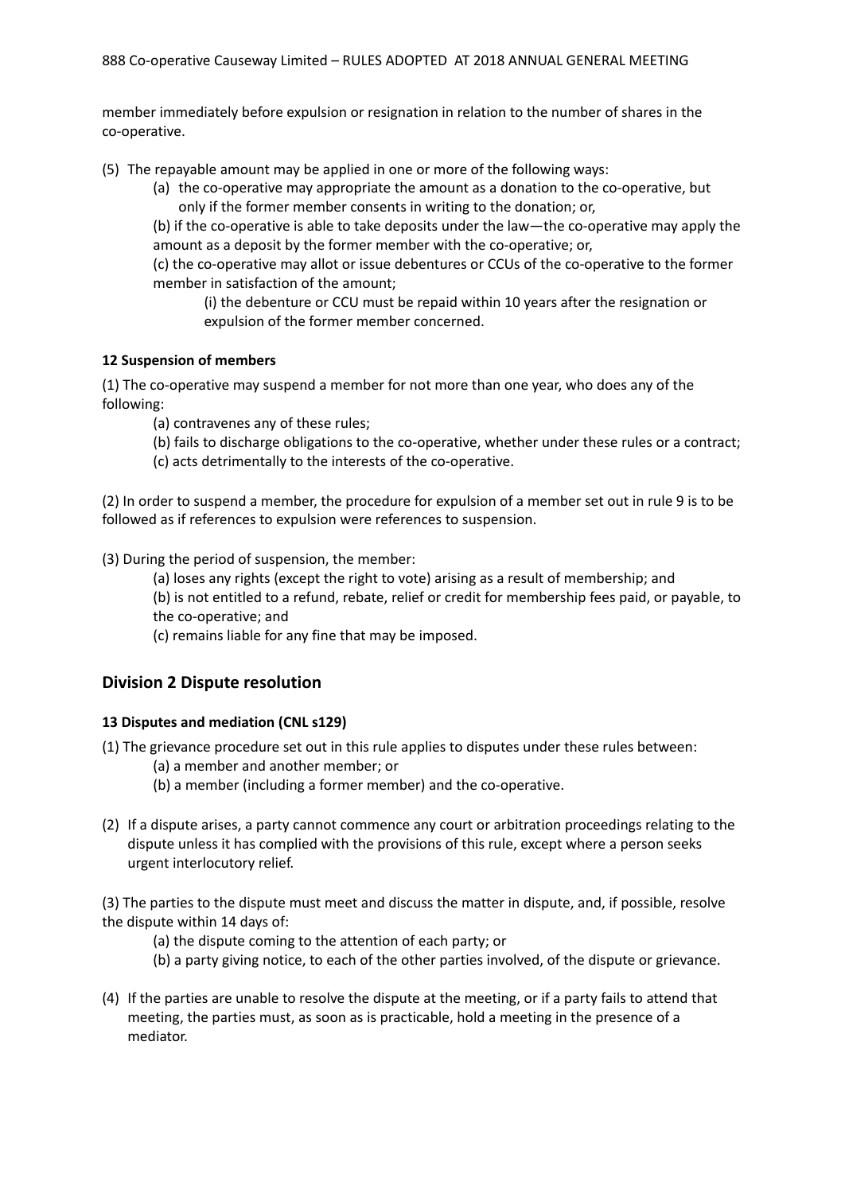member immediately before expulsion or resignation in relation to the number of shares in the co-operative.

(5) The repayable amount may be applied in one or more of the following ways:

(a) the co-operative may appropriate the amount as a donation to the co-operative, but only if the former member consents in writing to the donation; or,

(b) if the co-operative is able to take deposits under the law—the co-operative may apply the amount as a deposit by the former member with the co-operative; or,

(c) the co-operative may allot or issue debentures or CCUs of the co-operative to the former member in satisfaction of the amount;

(i) the debenture or CCU must be repaid within 10 years after the resignation or expulsion of the former member concerned.

**12 Suspension of members**

(1) The co-operative may suspend a member for not more than one year, who does any of the following:

(a) contravenes any of these rules;

(b) fails to discharge obligations to the co-operative, whether under these rules or a contract;

(c) acts detrimentally to the interests of the co-operative.

(2) In order to suspend a member, the procedure for expulsion of a member set out in rule 9 is to be followed as if references to expulsion were references to suspension.

(3) During the period of suspension, the member:

(a) loses any rights (except the right to vote) arising as a result of membership; and

(b) is not entitled to a refund, rebate, relief or credit for membership fees paid, or payable, to the co-operative; and

(c) remains liable for any fine that may be imposed.

## Division 2 Dispute resolution

**13 Disputes and mediation (CNL s129)**

(1) The grievance procedure set out in this rule applies to disputes under these rules between:

(a) a member and another member; or

(b) a member (including a former member) and the co-operative.

(2) If a dispute arises, a party cannot commence any court or arbitration proceedings relating to the dispute unless it has complied with the provisions of this rule, except where a person seeks urgent interlocutory relief.

(3) The parties to the dispute must meet and discuss the matter in dispute, and, if possible, resolve the dispute within 14 days of:

(a) the dispute coming to the attention of each party; or

(b) a party giving notice, to each of the other parties involved, of the dispute or grievance.

(4) If the parties are unable to resolve the dispute at the meeting, or if a party fails to attend that meeting, the parties must, as soon as is practicable, hold a meeting in the presence of a mediator.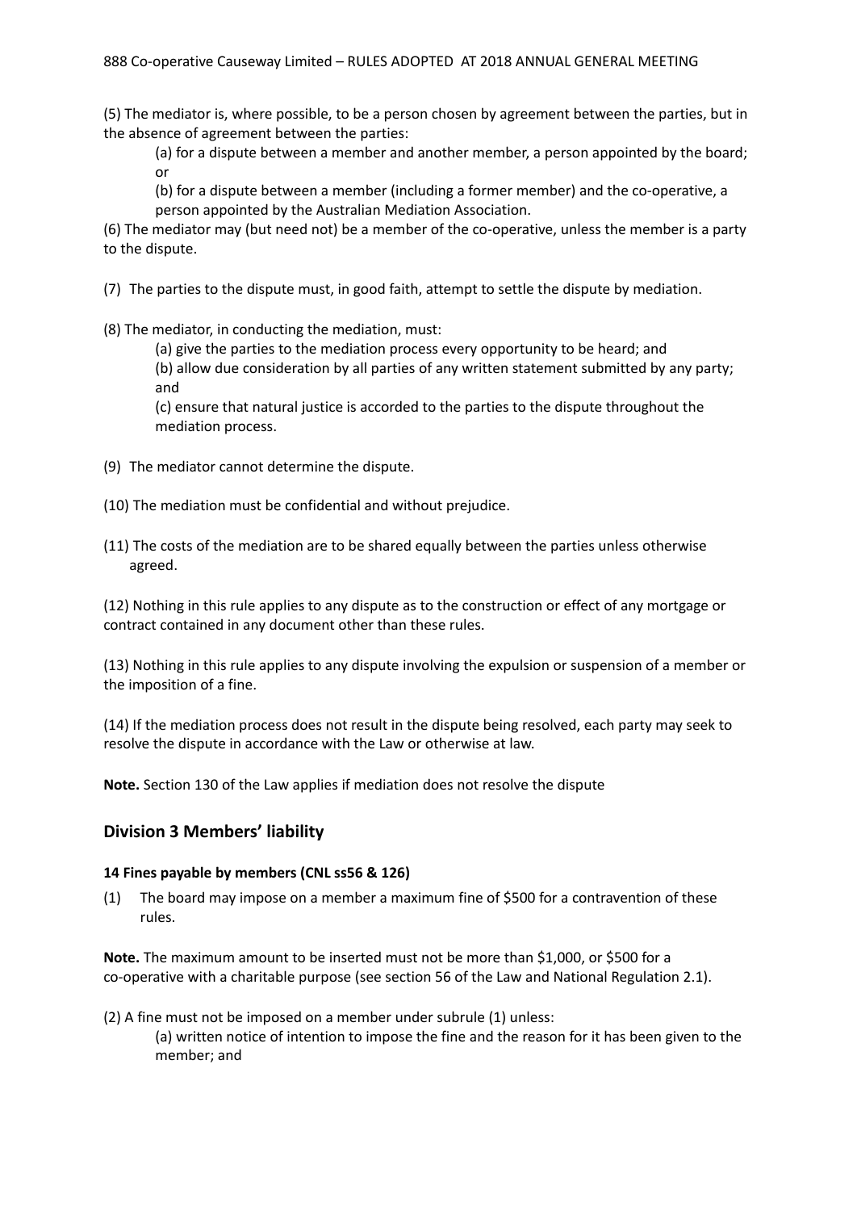(5) The mediator is, where possible, to be a person chosen by agreement between the parties, but in the absence of agreement between the parties:

(a) for a dispute between a member and another member, a person appointed by the board; or

(b) for a dispute between a member (including a former member) and the co-operative, a person appointed by the Australian Mediation Association.

(6) The mediator may (but need not) be a member of the co-operative, unless the member is a party to the dispute.

(7) The parties to the dispute must, in good faith, attempt to settle the dispute by mediation.

(8) The mediator, in conducting the mediation, must:

(a) give the parties to the mediation process every opportunity to be heard; and

(b) allow due consideration by all parties of any written statement submitted by any party; and

(c) ensure that natural justice is accorded to the parties to the dispute throughout the mediation process.

(9) The mediator cannot determine the dispute.

(10) The mediation must be confidential and without prejudice.

(11) The costs of the mediation are to be shared equally between the parties unless otherwise agreed.

(12) Nothing in this rule applies to any dispute as to the construction or effect of any mortgage or contract contained in any document other than these rules.

(13) Nothing in this rule applies to any dispute involving the expulsion or suspension of a member or the imposition of a fine.

(14) If the mediation process does not result in the dispute being resolved, each party may seek to resolve the dispute in accordance with the Law or otherwise at law.

**Note.** Section 130 of the Law applies if mediation does not resolve the dispute

## Division 3 Members' liability

### 14 Fines payable by members (CNL ss56 & 126)

(1) The board may impose on a member a maximum fine of $500 for a contravention of these rules.

**Note.** The maximum amount to be inserted must not be more than $1,000, or $500 for a co-operative with a charitable purpose (see section 56 of the Law and National Regulation 2.1).

(2) A fine must not be imposed on a member under subrule (1) unless:

(a) written notice of intention to impose the fine and the reason for it has been given to the member; and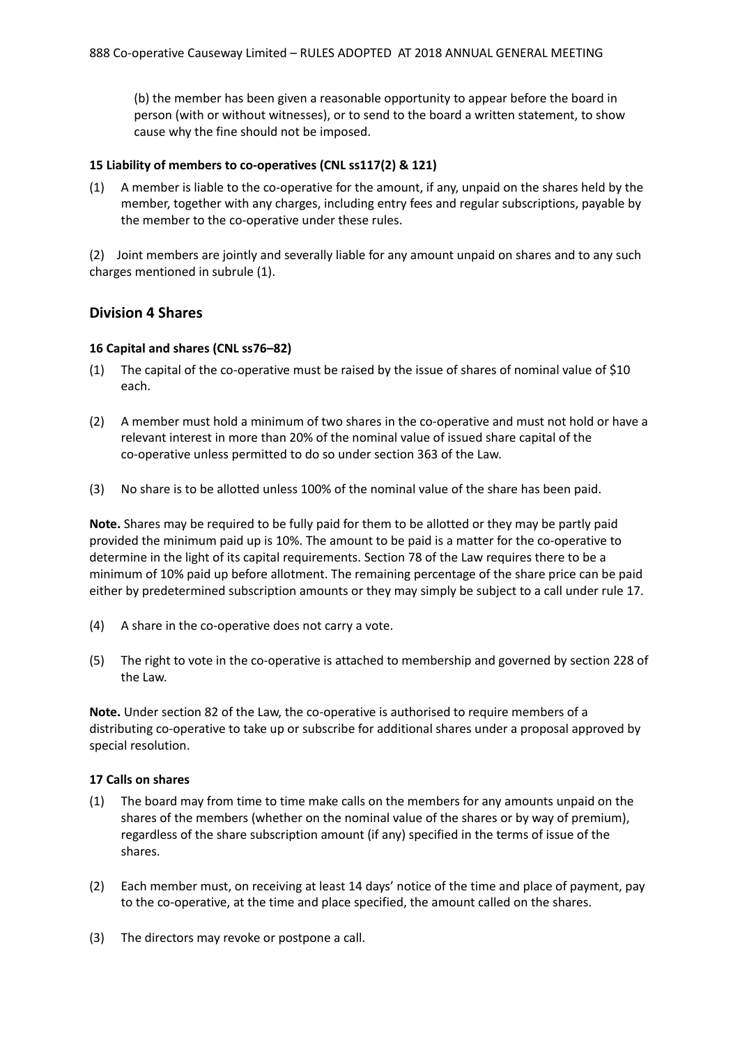(b) the member has been given a reasonable opportunity to appear before the board in person (with or without witnesses), or to send to the board a written statement, to show cause why the fine should not be imposed.

**15 Liability of members to co-operatives (CNL ss117(2) & 121)**

(1) A member is liable to the co-operative for the amount, if any, unpaid on the shares held by the member, together with any charges, including entry fees and regular subscriptions, payable by the member to the co-operative under these rules.

(2) Joint members are jointly and severally liable for any amount unpaid on shares and to any such charges mentioned in subrule (1).

## Division 4 Shares

**16 Capital and shares (CNL ss76–82)**

(1) The capital of the co-operative must be raised by the issue of shares of nominal value of $10 each.

(2) A member must hold a minimum of two shares in the co-operative and must not hold or have a relevant interest in more than 20% of the nominal value of issued share capital of the co-operative unless permitted to do so under section 363 of the Law.

(3) No share is to be allotted unless 100% of the nominal value of the share has been paid.

**Note.** Shares may be required to be fully paid for them to be allotted or they may be partly paid provided the minimum paid up is 10%. The amount to be paid is a matter for the co-operative to determine in the light of its capital requirements. Section 78 of the Law requires there to be a minimum of 10% paid up before allotment. The remaining percentage of the share price can be paid either by predetermined subscription amounts or they may simply be subject to a call under rule 17.

(4) A share in the co-operative does not carry a vote.

(5) The right to vote in the co-operative is attached to membership and governed by section 228 of the Law.

**Note.** Under section 82 of the Law, the co-operative is authorised to require members of a distributing co-operative to take up or subscribe for additional shares under a proposal approved by special resolution.

**17 Calls on shares**

(1) The board may from time to time make calls on the members for any amounts unpaid on the shares of the members (whether on the nominal value of the shares or by way of premium), regardless of the share subscription amount (if any) specified in the terms of issue of the shares.

(2) Each member must, on receiving at least 14 days' notice of the time and place of payment, pay to the co-operative, at the time and place specified, the amount called on the shares.

(3) The directors may revoke or postpone a call.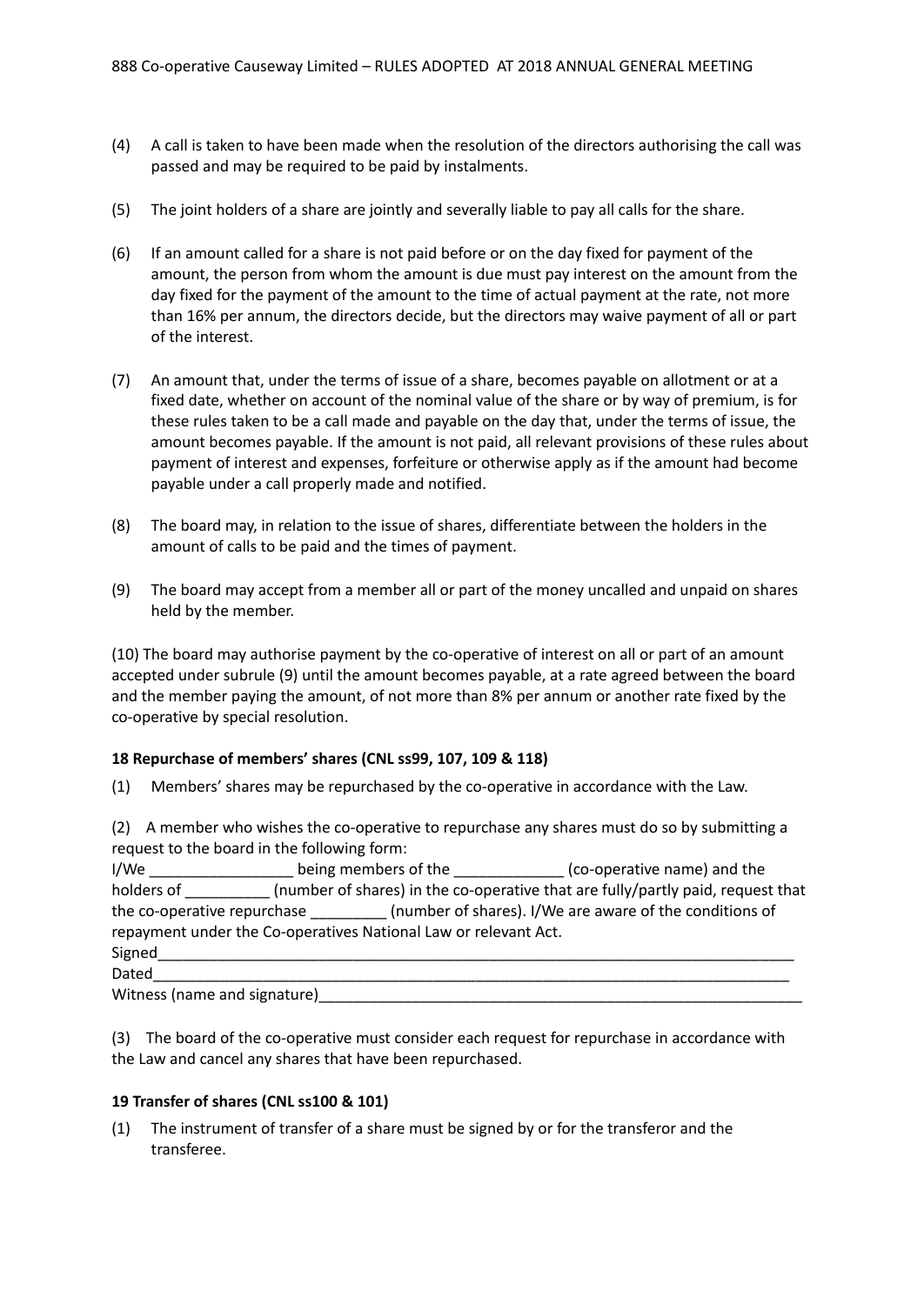(4) A call is taken to have been made when the resolution of the directors authorising the call was passed and may be required to be paid by instalments.

(5) The joint holders of a share are jointly and severally liable to pay all calls for the share.

(6) If an amount called for a share is not paid before or on the day fixed for payment of the amount, the person from whom the amount is due must pay interest on the amount from the day fixed for the payment of the amount to the time of actual payment at the rate, not more than 16% per annum, the directors decide, but the directors may waive payment of all or part of the interest.

(7) An amount that, under the terms of issue of a share, becomes payable on allotment or at a fixed date, whether on account of the nominal value of the share or by way of premium, is for these rules taken to be a call made and payable on the day that, under the terms of issue, the amount becomes payable. If the amount is not paid, all relevant provisions of these rules about payment of interest and expenses, forfeiture or otherwise apply as if the amount had become payable under a call properly made and notified.

(8) The board may, in relation to the issue of shares, differentiate between the holders in the amount of calls to be paid and the times of payment.

(9) The board may accept from a member all or part of the money uncalled and unpaid on shares held by the member.

(10) The board may authorise payment by the co-operative of interest on all or part of an amount accepted under subrule (9) until the amount becomes payable, at a rate agreed between the board and the member paying the amount, of not more than 8% per annum or another rate fixed by the co-operative by special resolution.

**18 Repurchase of members' shares (CNL ss99, 107, 109 & 118)**

(1) Members' shares may be repurchased by the co-operative in accordance with the Law.

(2) A member who wishes the co-operative to repurchase any shares must do so by submitting a request to the board in the following form:

I/We _________________ being members of the _____________ (co-operative name) and the holders of __________ (number of shares) in the co-operative that are fully/partly paid, request that the co-operative repurchase _________ (number of shares). I/We are aware of the conditions of repayment under the Co-operatives National Law or relevant Act.

Signed_____________________________________________________________________________

Dated______________________________________________________________________________

Witness (name and signature)______________________________________________________

(3) The board of the co-operative must consider each request for repurchase in accordance with the Law and cancel any shares that have been repurchased.

**19 Transfer of shares (CNL ss100 & 101)**

(1) The instrument of transfer of a share must be signed by or for the transferor and the transferee.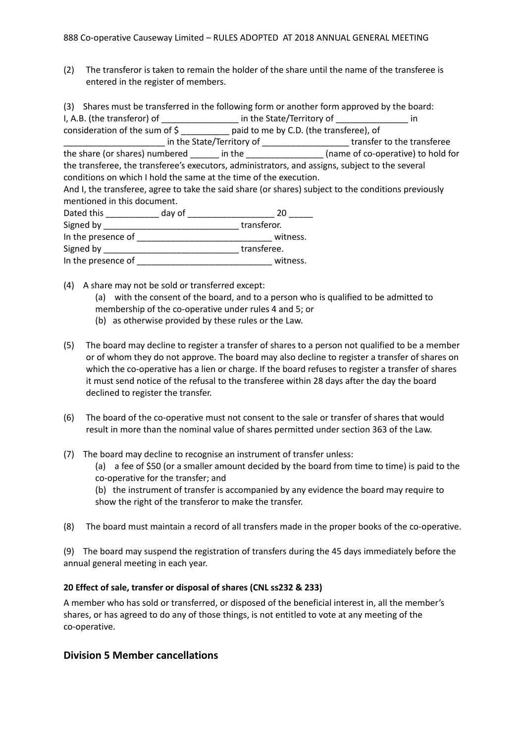(2) The transferor is taken to remain the holder of the share until the name of the transferee is entered in the register of members.

(3) Shares must be transferred in the following form or another form approved by the board:

I, A.B. (the transferor) of ________________ in the State/Territory of _______________ in consideration of the sum of $ __________ paid to me by C.D. (the transferee), of _____________________ in the State/Territory of __________________ transfer to the transferee the share (or shares) numbered ______ in the ________________ (name of co-operative) to hold for the transferee, the transferee's executors, administrators, and assigns, subject to the several conditions on which I hold the same at the time of the execution.

And I, the transferee, agree to take the said share (or shares) subject to the conditions previously mentioned in this document.

Dated this ___________ day of __________________ 20 _____

Signed by ____________________________ transferor.

In the presence of ____________________________ witness.

Signed by ____________________________ transferee.

In the presence of ____________________________ witness.

(4) A share may not be sold or transferred except:

(a) with the consent of the board, and to a person who is qualified to be admitted to membership of the co-operative under rules 4 and 5; or

(b) as otherwise provided by these rules or the Law.

(5) The board may decline to register a transfer of shares to a person not qualified to be a member or of whom they do not approve. The board may also decline to register a transfer of shares on which the co-operative has a lien or charge. If the board refuses to register a transfer of shares it must send notice of the refusal to the transferee within 28 days after the day the board declined to register the transfer.

(6) The board of the co-operative must not consent to the sale or transfer of shares that would result in more than the nominal value of shares permitted under section 363 of the Law.

(7) The board may decline to recognise an instrument of transfer unless:

(a) a fee of $50 (or a smaller amount decided by the board from time to time) is paid to the co-operative for the transfer; and

(b) the instrument of transfer is accompanied by any evidence the board may require to show the right of the transferor to make the transfer.

(8) The board must maintain a record of all transfers made in the proper books of the co-operative.

(9) The board may suspend the registration of transfers during the 45 days immediately before the annual general meeting in each year.

**20 Effect of sale, transfer or disposal of shares (CNL ss232 & 233)**

A member who has sold or transferred, or disposed of the beneficial interest in, all the member's shares, or has agreed to do any of those things, is not entitled to vote at any meeting of the co-operative.

## Division 5 Member cancellations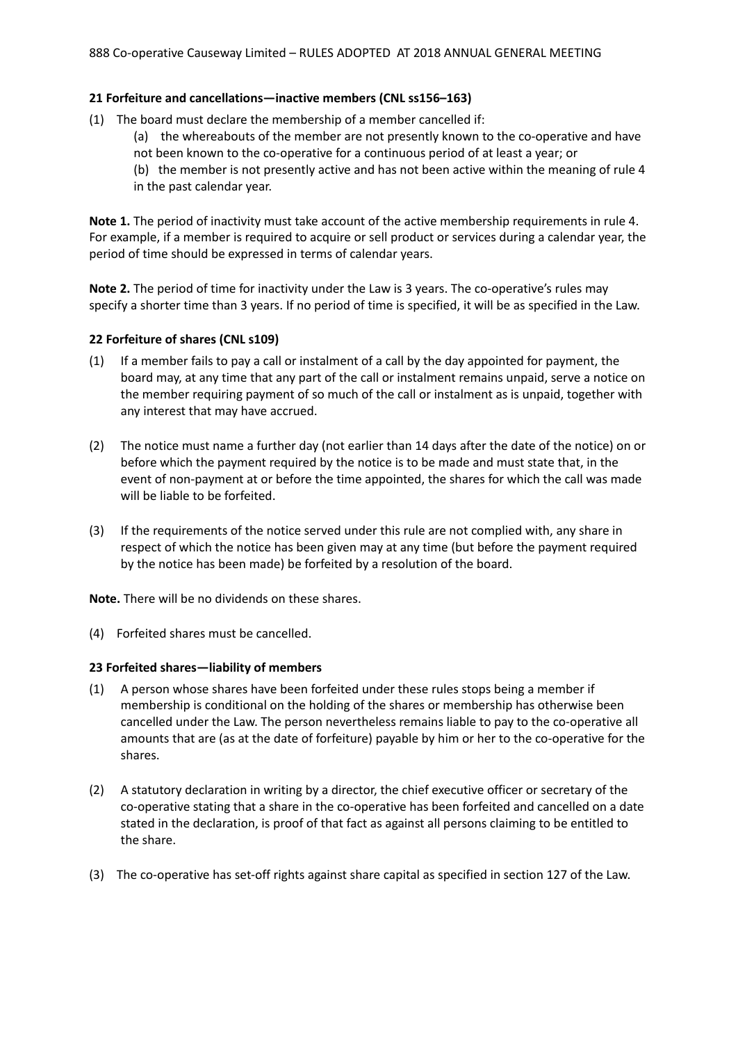### 21 Forfeiture and cancellations—inactive members (CNL ss156–163)

(1) The board must declare the membership of a member cancelled if:

(a) the whereabouts of the member are not presently known to the co-operative and have not been known to the co-operative for a continuous period of at least a year; or

(b) the member is not presently active and has not been active within the meaning of rule 4 in the past calendar year.

**Note 1.** The period of inactivity must take account of the active membership requirements in rule 4. For example, if a member is required to acquire or sell product or services during a calendar year, the period of time should be expressed in terms of calendar years.

**Note 2.** The period of time for inactivity under the Law is 3 years. The co-operative's rules may specify a shorter time than 3 years. If no period of time is specified, it will be as specified in the Law.

### 22 Forfeiture of shares (CNL s109)

(1) If a member fails to pay a call or instalment of a call by the day appointed for payment, the board may, at any time that any part of the call or instalment remains unpaid, serve a notice on the member requiring payment of so much of the call or instalment as is unpaid, together with any interest that may have accrued.

(2) The notice must name a further day (not earlier than 14 days after the date of the notice) on or before which the payment required by the notice is to be made and must state that, in the event of non-payment at or before the time appointed, the shares for which the call was made will be liable to be forfeited.

(3) If the requirements of the notice served under this rule are not complied with, any share in respect of which the notice has been given may at any time (but before the payment required by the notice has been made) be forfeited by a resolution of the board.

**Note.** There will be no dividends on these shares.

(4) Forfeited shares must be cancelled.

### 23 Forfeited shares—liability of members

(1) A person whose shares have been forfeited under these rules stops being a member if membership is conditional on the holding of the shares or membership has otherwise been cancelled under the Law. The person nevertheless remains liable to pay to the co-operative all amounts that are (as at the date of forfeiture) payable by him or her to the co-operative for the shares.

(2) A statutory declaration in writing by a director, the chief executive officer or secretary of the co-operative stating that a share in the co-operative has been forfeited and cancelled on a date stated in the declaration, is proof of that fact as against all persons claiming to be entitled to the share.

(3) The co-operative has set-off rights against share capital as specified in section 127 of the Law.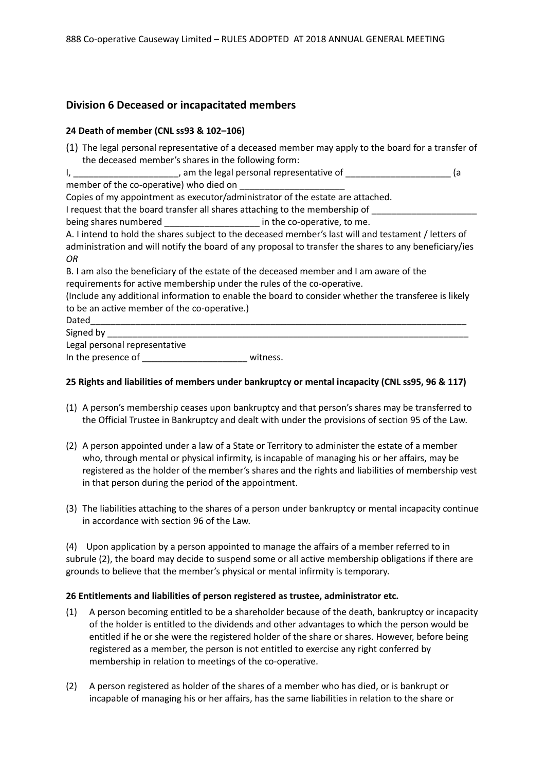## Division 6 Deceased or incapacitated members

### 24 Death of member (CNL ss93 & 102–106)

(1) The legal personal representative of a deceased member may apply to the board for a transfer of the deceased member's shares in the following form:

I, _____________________, am the legal personal representative of _____________________ (a member of the co-operative) who died on _____________________

Copies of my appointment as executor/administrator of the estate are attached.

I request that the board transfer all shares attaching to the membership of _____________________ being shares numbered ___________________ in the co-operative, to me.

A. I intend to hold the shares subject to the deceased member's last will and testament / letters of administration and will notify the board of any proposal to transfer the shares to any beneficiary/ies

*OR*

B. I am also the beneficiary of the estate of the deceased member and I am aware of the requirements for active membership under the rules of the co-operative.

(Include any additional information to enable the board to consider whether the transferee is likely to be an active member of the co-operative.)

Dated_______________________________________________________________________________

Signed by ____________________________________________________________________________

Legal personal representative

In the presence of _____________________ witness.

### 25 Rights and liabilities of members under bankruptcy or mental incapacity (CNL ss95, 96 & 117)

(1) A person's membership ceases upon bankruptcy and that person's shares may be transferred to the Official Trustee in Bankruptcy and dealt with under the provisions of section 95 of the Law.

(2) A person appointed under a law of a State or Territory to administer the estate of a member who, through mental or physical infirmity, is incapable of managing his or her affairs, may be registered as the holder of the member's shares and the rights and liabilities of membership vest in that person during the period of the appointment.

(3) The liabilities attaching to the shares of a person under bankruptcy or mental incapacity continue in accordance with section 96 of the Law.

(4) Upon application by a person appointed to manage the affairs of a member referred to in subrule (2), the board may decide to suspend some or all active membership obligations if there are grounds to believe that the member's physical or mental infirmity is temporary.

### 26 Entitlements and liabilities of person registered as trustee, administrator etc.

(1) A person becoming entitled to be a shareholder because of the death, bankruptcy or incapacity of the holder is entitled to the dividends and other advantages to which the person would be entitled if he or she were the registered holder of the share or shares. However, before being registered as a member, the person is not entitled to exercise any right conferred by membership in relation to meetings of the co-operative.

(2) A person registered as holder of the shares of a member who has died, or is bankrupt or incapable of managing his or her affairs, has the same liabilities in relation to the share or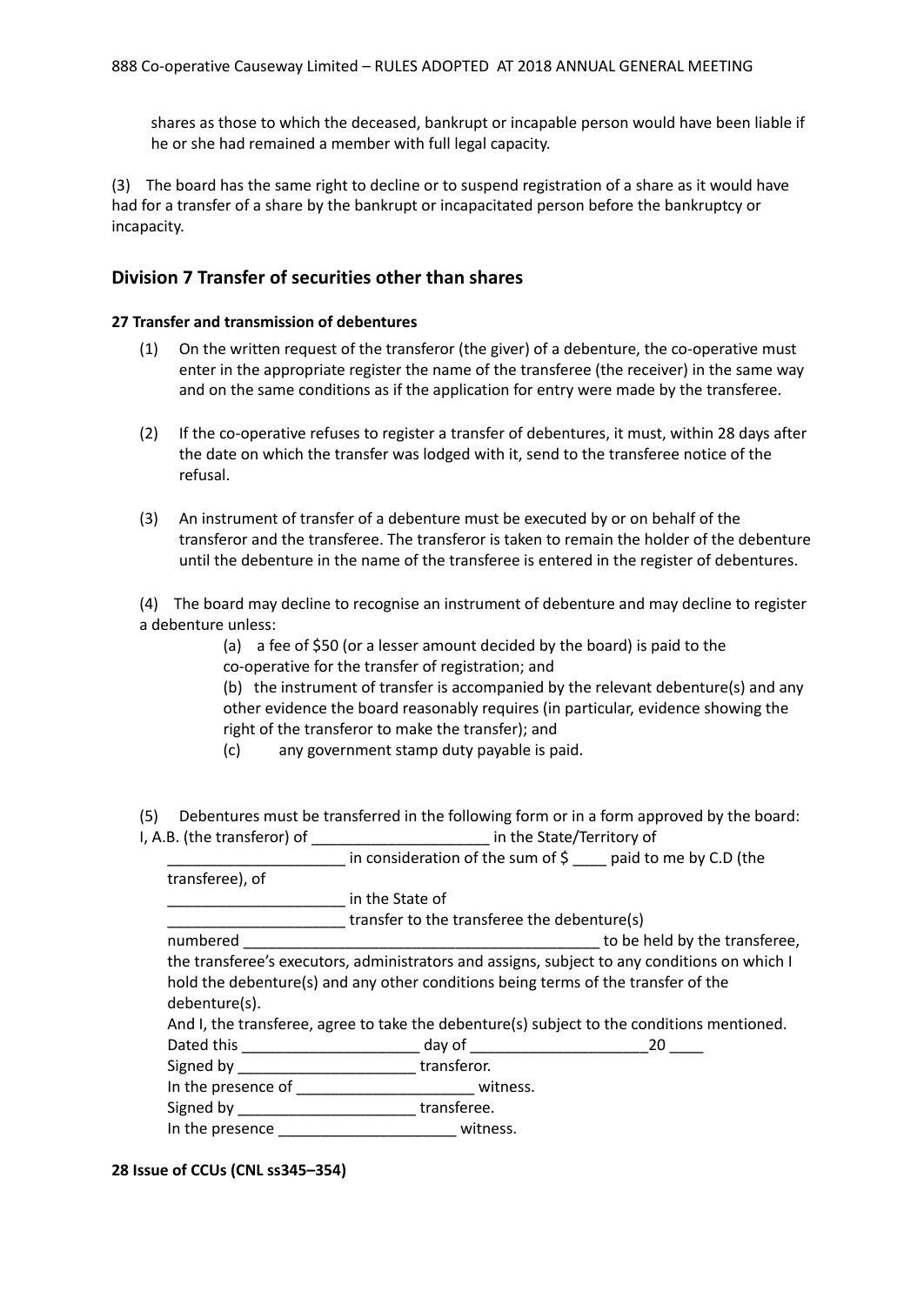shares as those to which the deceased, bankrupt or incapable person would have been liable if he or she had remained a member with full legal capacity.

(3) The board has the same right to decline or to suspend registration of a share as it would have had for a transfer of a share by the bankrupt or incapacitated person before the bankruptcy or incapacity.

## Division 7 Transfer of securities other than shares

### 27 Transfer and transmission of debentures

(1) On the written request of the transferor (the giver) of a debenture, the co-operative must enter in the appropriate register the name of the transferee (the receiver) in the same way and on the same conditions as if the application for entry were made by the transferee.

(2) If the co-operative refuses to register a transfer of debentures, it must, within 28 days after the date on which the transfer was lodged with it, send to the transferee notice of the refusal.

(3) An instrument of transfer of a debenture must be executed by or on behalf of the transferor and the transferee. The transferor is taken to remain the holder of the debenture until the debenture in the name of the transferee is entered in the register of debentures.

(4) The board may decline to recognise an instrument of debenture and may decline to register a debenture unless:

(a) a fee of $50 (or a lesser amount decided by the board) is paid to the co-operative for the transfer of registration; and

(b) the instrument of transfer is accompanied by the relevant debenture(s) and any other evidence the board reasonably requires (in particular, evidence showing the right of the transferor to make the transfer); and

(c) any government stamp duty payable is paid.

(5) Debentures must be transferred in the following form or in a form approved by the board:

I, A.B. (the transferor) of _____________________ in the State/Territory of _____________________ in consideration of the sum of $ ____ paid to me by C.D (the transferee), of _____________________ in the State of _____________________ transfer to the transferee the debenture(s) numbered __________________________________________ to be held by the transferee, the transferee's executors, administrators and assigns, subject to any conditions on which I hold the debenture(s) and any other conditions being terms of the transfer of the debenture(s).

And I, the transferee, agree to take the debenture(s) subject to the conditions mentioned.

Dated this _____________________ day of _____________________20 ____

Signed by _____________________ transferor.

In the presence of _____________________ witness.

Signed by _____________________ transferee.

In the presence _____________________ witness.

### 28 Issue of CCUs (CNL ss345–354)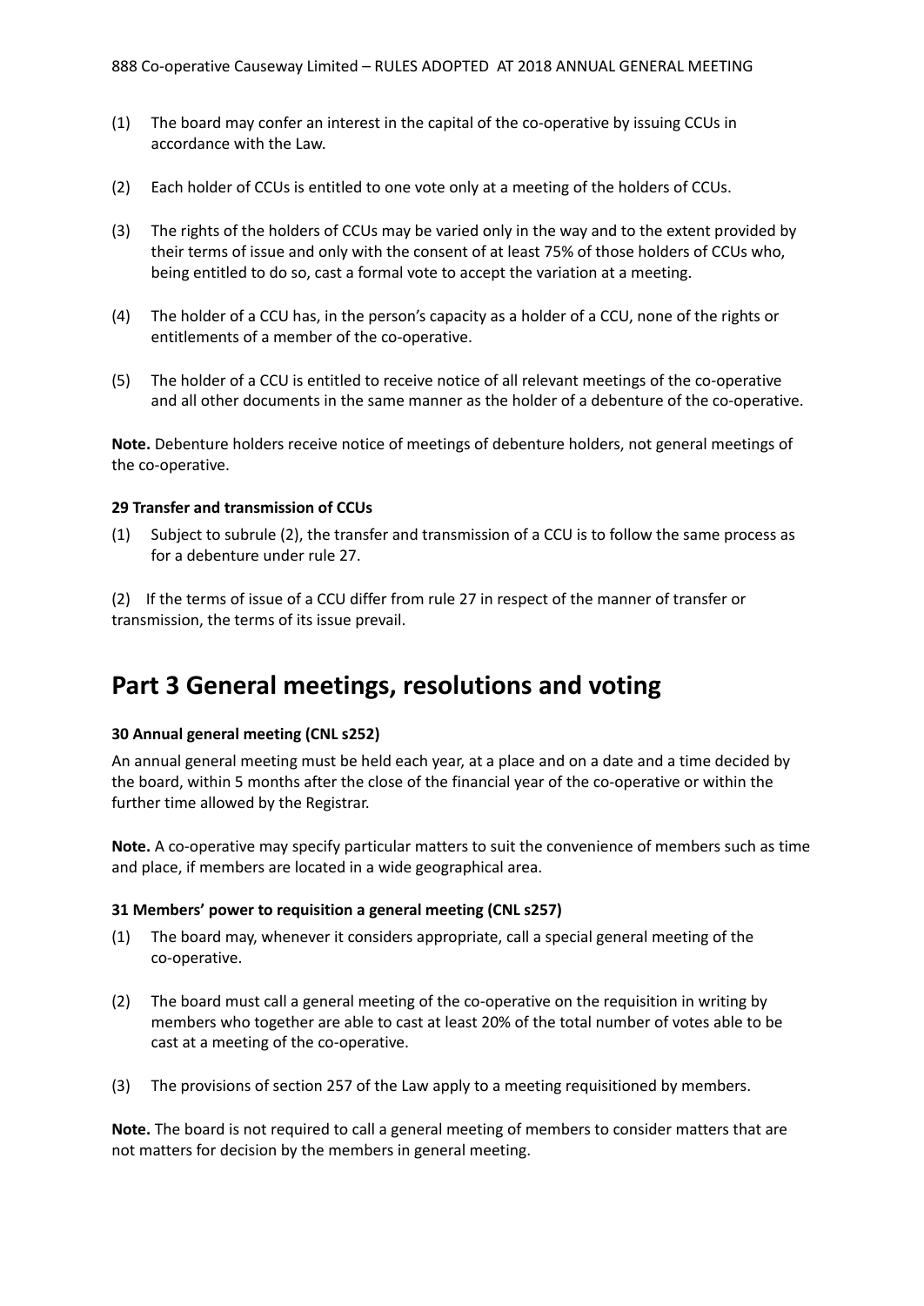(1) The board may confer an interest in the capital of the co-operative by issuing CCUs in accordance with the Law.

(2) Each holder of CCUs is entitled to one vote only at a meeting of the holders of CCUs.

(3) The rights of the holders of CCUs may be varied only in the way and to the extent provided by their terms of issue and only with the consent of at least 75% of those holders of CCUs who, being entitled to do so, cast a formal vote to accept the variation at a meeting.

(4) The holder of a CCU has, in the person's capacity as a holder of a CCU, none of the rights or entitlements of a member of the co-operative.

(5) The holder of a CCU is entitled to receive notice of all relevant meetings of the co-operative and all other documents in the same manner as the holder of a debenture of the co-operative.

**Note.** Debenture holders receive notice of meetings of debenture holders, not general meetings of the co-operative.

**29 Transfer and transmission of CCUs**

(1) Subject to subrule (2), the transfer and transmission of a CCU is to follow the same process as for a debenture under rule 27.

(2) If the terms of issue of a CCU differ from rule 27 in respect of the manner of transfer or transmission, the terms of its issue prevail.

# Part 3 General meetings, resolutions and voting

**30 Annual general meeting (CNL s252)**

An annual general meeting must be held each year, at a place and on a date and a time decided by the board, within 5 months after the close of the financial year of the co-operative or within the further time allowed by the Registrar.

**Note.** A co-operative may specify particular matters to suit the convenience of members such as time and place, if members are located in a wide geographical area.

**31 Members' power to requisition a general meeting (CNL s257)**

(1) The board may, whenever it considers appropriate, call a special general meeting of the co-operative.

(2) The board must call a general meeting of the co-operative on the requisition in writing by members who together are able to cast at least 20% of the total number of votes able to be cast at a meeting of the co-operative.

(3) The provisions of section 257 of the Law apply to a meeting requisitioned by members.

**Note.** The board is not required to call a general meeting of members to consider matters that are not matters for decision by the members in general meeting.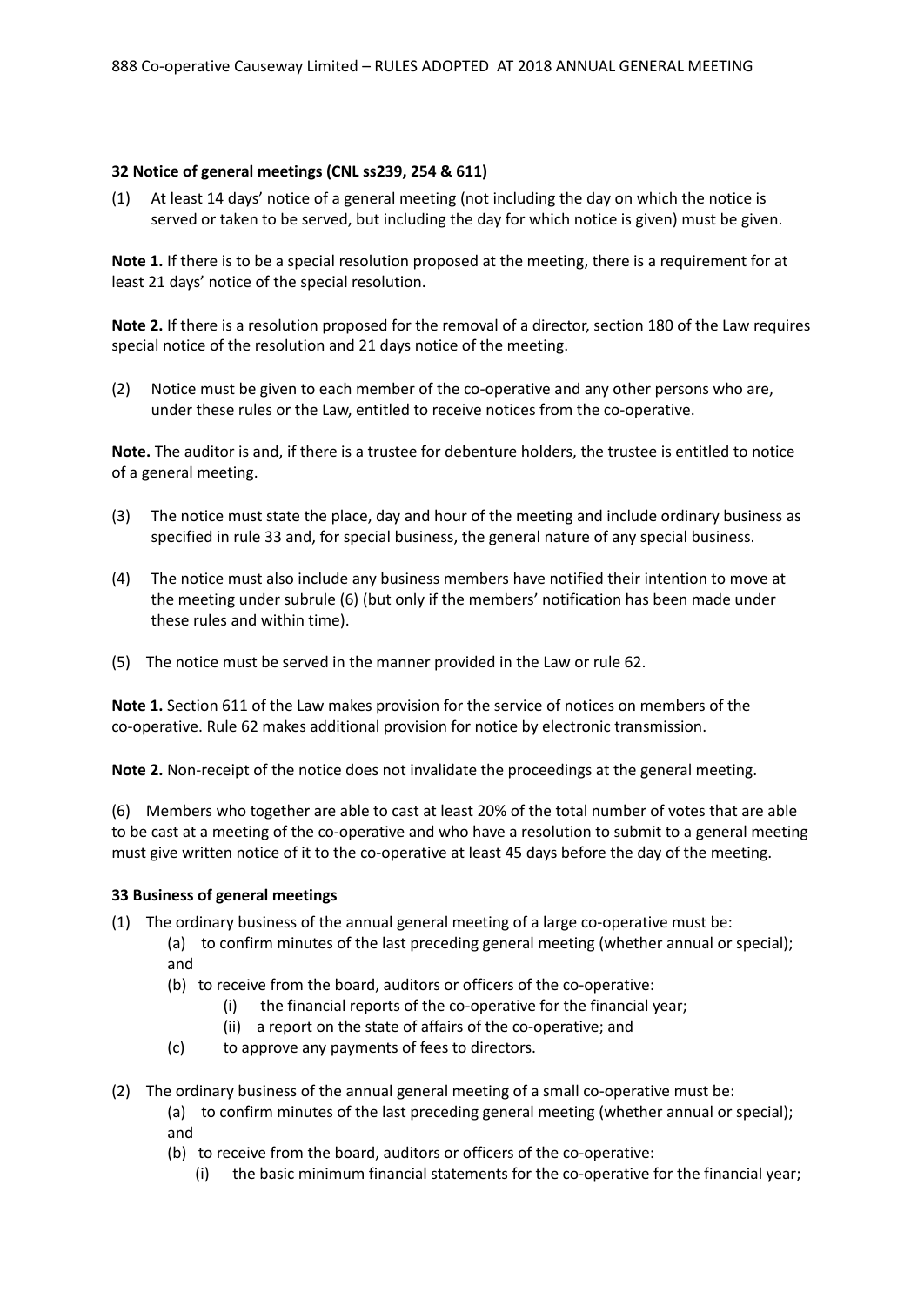**32 Notice of general meetings (CNL ss239, 254 & 611)**

(1) At least 14 days' notice of a general meeting (not including the day on which the notice is served or taken to be served, but including the day for which notice is given) must be given.

**Note 1.** If there is to be a special resolution proposed at the meeting, there is a requirement for at least 21 days' notice of the special resolution.

**Note 2.** If there is a resolution proposed for the removal of a director, section 180 of the Law requires special notice of the resolution and 21 days notice of the meeting.

(2) Notice must be given to each member of the co-operative and any other persons who are, under these rules or the Law, entitled to receive notices from the co-operative.

**Note.** The auditor is and, if there is a trustee for debenture holders, the trustee is entitled to notice of a general meeting.

(3) The notice must state the place, day and hour of the meeting and include ordinary business as specified in rule 33 and, for special business, the general nature of any special business.

(4) The notice must also include any business members have notified their intention to move at the meeting under subrule (6) (but only if the members' notification has been made under these rules and within time).

(5) The notice must be served in the manner provided in the Law or rule 62.

**Note 1.** Section 611 of the Law makes provision for the service of notices on members of the co-operative. Rule 62 makes additional provision for notice by electronic transmission.

**Note 2.** Non-receipt of the notice does not invalidate the proceedings at the general meeting.

(6) Members who together are able to cast at least 20% of the total number of votes that are able to be cast at a meeting of the co-operative and who have a resolution to submit to a general meeting must give written notice of it to the co-operative at least 45 days before the day of the meeting.

**33 Business of general meetings**

(1) The ordinary business of the annual general meeting of a large co-operative must be:
  (a) to confirm minutes of the last preceding general meeting (whether annual or special); and
  (b) to receive from the board, auditors or officers of the co-operative:
    (i) the financial reports of the co-operative for the financial year;
    (ii) a report on the state of affairs of the co-operative; and
  (c) to approve any payments of fees to directors.

(2) The ordinary business of the annual general meeting of a small co-operative must be:
  (a) to confirm minutes of the last preceding general meeting (whether annual or special); and
  (b) to receive from the board, auditors or officers of the co-operative:
    (i) the basic minimum financial statements for the co-operative for the financial year;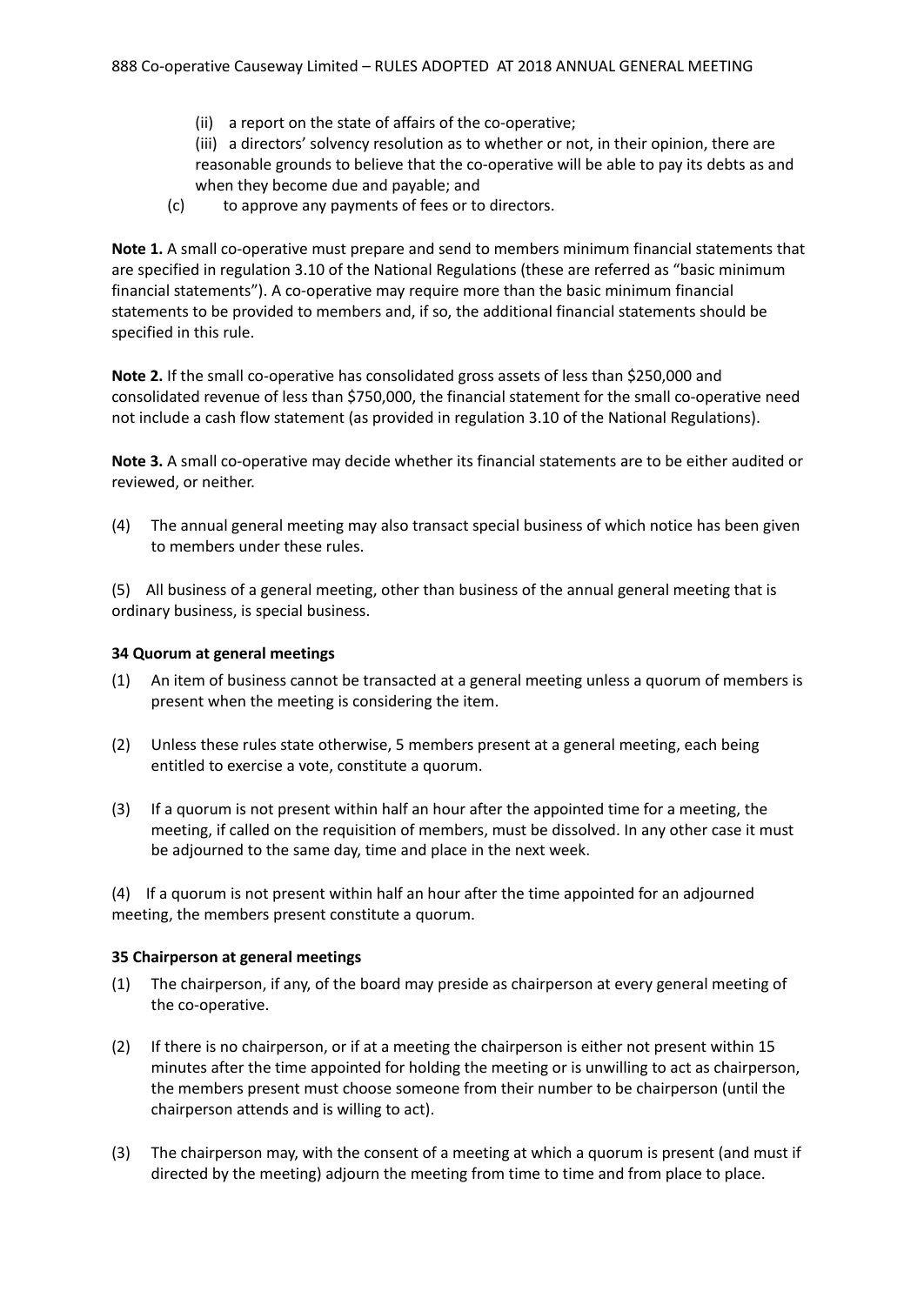(ii) a report on the state of affairs of the co-operative;

(iii) a directors' solvency resolution as to whether or not, in their opinion, there are reasonable grounds to believe that the co-operative will be able to pay its debts as and when they become due and payable; and

(c) to approve any payments of fees or to directors.

**Note 1.** A small co-operative must prepare and send to members minimum financial statements that are specified in regulation 3.10 of the National Regulations (these are referred as "basic minimum financial statements"). A co-operative may require more than the basic minimum financial statements to be provided to members and, if so, the additional financial statements should be specified in this rule.

**Note 2.** If the small co-operative has consolidated gross assets of less than $250,000 and consolidated revenue of less than $750,000, the financial statement for the small co-operative need not include a cash flow statement (as provided in regulation 3.10 of the National Regulations).

**Note 3.** A small co-operative may decide whether its financial statements are to be either audited or reviewed, or neither.

(4) The annual general meeting may also transact special business of which notice has been given to members under these rules.

(5) All business of a general meeting, other than business of the annual general meeting that is ordinary business, is special business.

**34 Quorum at general meetings**

(1) An item of business cannot be transacted at a general meeting unless a quorum of members is present when the meeting is considering the item.

(2) Unless these rules state otherwise, 5 members present at a general meeting, each being entitled to exercise a vote, constitute a quorum.

(3) If a quorum is not present within half an hour after the appointed time for a meeting, the meeting, if called on the requisition of members, must be dissolved. In any other case it must be adjourned to the same day, time and place in the next week.

(4) If a quorum is not present within half an hour after the time appointed for an adjourned meeting, the members present constitute a quorum.

**35 Chairperson at general meetings**

(1) The chairperson, if any, of the board may preside as chairperson at every general meeting of the co-operative.

(2) If there is no chairperson, or if at a meeting the chairperson is either not present within 15 minutes after the time appointed for holding the meeting or is unwilling to act as chairperson, the members present must choose someone from their number to be chairperson (until the chairperson attends and is willing to act).

(3) The chairperson may, with the consent of a meeting at which a quorum is present (and must if directed by the meeting) adjourn the meeting from time to time and from place to place.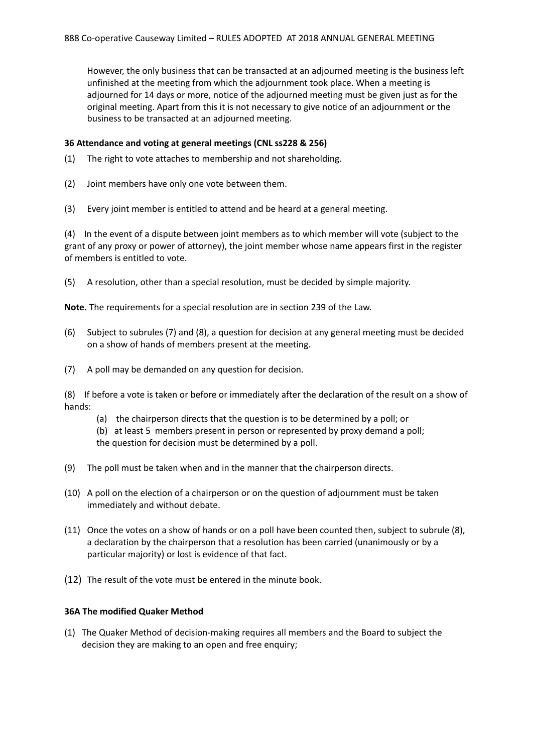However, the only business that can be transacted at an adjourned meeting is the business left unfinished at the meeting from which the adjournment took place. When a meeting is adjourned for 14 days or more, notice of the adjourned meeting must be given just as for the original meeting. Apart from this it is not necessary to give notice of an adjournment or the business to be transacted at an adjourned meeting.

**36 Attendance and voting at general meetings (CNL ss228 & 256)**

(1) The right to vote attaches to membership and not shareholding.

(2) Joint members have only one vote between them.

(3) Every joint member is entitled to attend and be heard at a general meeting.

(4) In the event of a dispute between joint members as to which member will vote (subject to the grant of any proxy or power of attorney), the joint member whose name appears first in the register of members is entitled to vote.

(5) A resolution, other than a special resolution, must be decided by simple majority.

**Note.** The requirements for a special resolution are in section 239 of the Law.

(6) Subject to subrules (7) and (8), a question for decision at any general meeting must be decided on a show of hands of members present at the meeting.

(7) A poll may be demanded on any question for decision.

(8) If before a vote is taken or before or immediately after the declaration of the result on a show of hands:

- (a) the chairperson directs that the question is to be determined by a poll; or
- (b) at least 5 members present in person or represented by proxy demand a poll;

the question for decision must be determined by a poll.

(9) The poll must be taken when and in the manner that the chairperson directs.

(10) A poll on the election of a chairperson or on the question of adjournment must be taken immediately and without debate.

(11) Once the votes on a show of hands or on a poll have been counted then, subject to subrule (8), a declaration by the chairperson that a resolution has been carried (unanimously or by a particular majority) or lost is evidence of that fact.

(12) The result of the vote must be entered in the minute book.

**36A The modified Quaker Method**

(1) The Quaker Method of decision-making requires all members and the Board to subject the decision they are making to an open and free enquiry;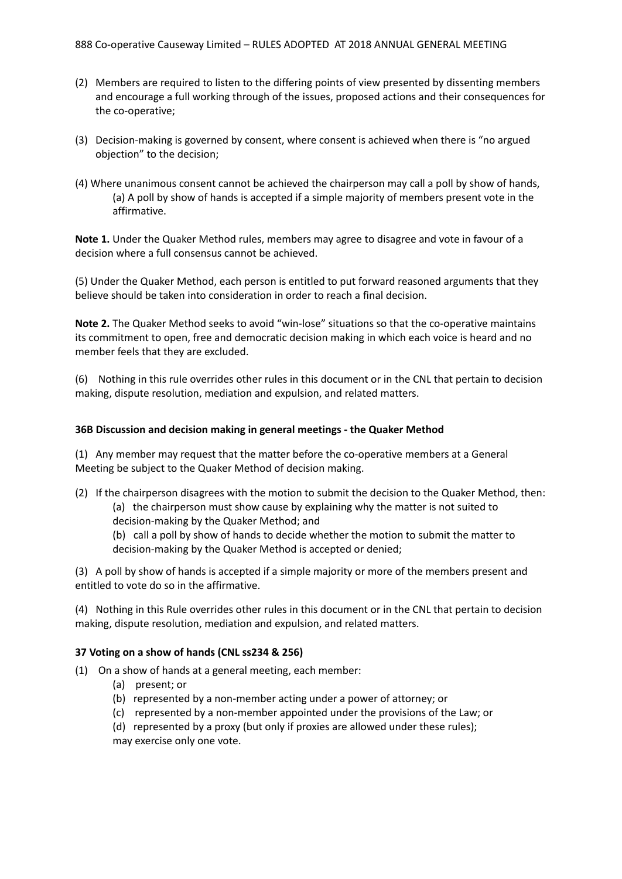(2) Members are required to listen to the differing points of view presented by dissenting members and encourage a full working through of the issues, proposed actions and their consequences for the co-operative;

(3) Decision-making is governed by consent, where consent is achieved when there is "no argued objection" to the decision;

(4) Where unanimous consent cannot be achieved the chairperson may call a poll by show of hands,
   (a) A poll by show of hands is accepted if a simple majority of members present vote in the affirmative.

**Note 1.** Under the Quaker Method rules, members may agree to disagree and vote in favour of a decision where a full consensus cannot be achieved.

(5) Under the Quaker Method, each person is entitled to put forward reasoned arguments that they believe should be taken into consideration in order to reach a final decision.

**Note 2.** The Quaker Method seeks to avoid "win-lose" situations so that the co-operative maintains its commitment to open, free and democratic decision making in which each voice is heard and no member feels that they are excluded.

(6) Nothing in this rule overrides other rules in this document or in the CNL that pertain to decision making, dispute resolution, mediation and expulsion, and related matters.

### 36B Discussion and decision making in general meetings - the Quaker Method

(1) Any member may request that the matter before the co-operative members at a General Meeting be subject to the Quaker Method of decision making.

(2) If the chairperson disagrees with the motion to submit the decision to the Quaker Method, then:
   (a) the chairperson must show cause by explaining why the matter is not suited to decision-making by the Quaker Method; and
   (b) call a poll by show of hands to decide whether the motion to submit the matter to decision-making by the Quaker Method is accepted or denied;

(3) A poll by show of hands is accepted if a simple majority or more of the members present and entitled to vote do so in the affirmative.

(4) Nothing in this Rule overrides other rules in this document or in the CNL that pertain to decision making, dispute resolution, mediation and expulsion, and related matters.

### 37 Voting on a show of hands (CNL ss234 & 256)

(1) On a show of hands at a general meeting, each member:
   (a) present; or
   (b) represented by a non-member acting under a power of attorney; or
   (c) represented by a non-member appointed under the provisions of the Law; or
   (d) represented by a proxy (but only if proxies are allowed under these rules);

   may exercise only one vote.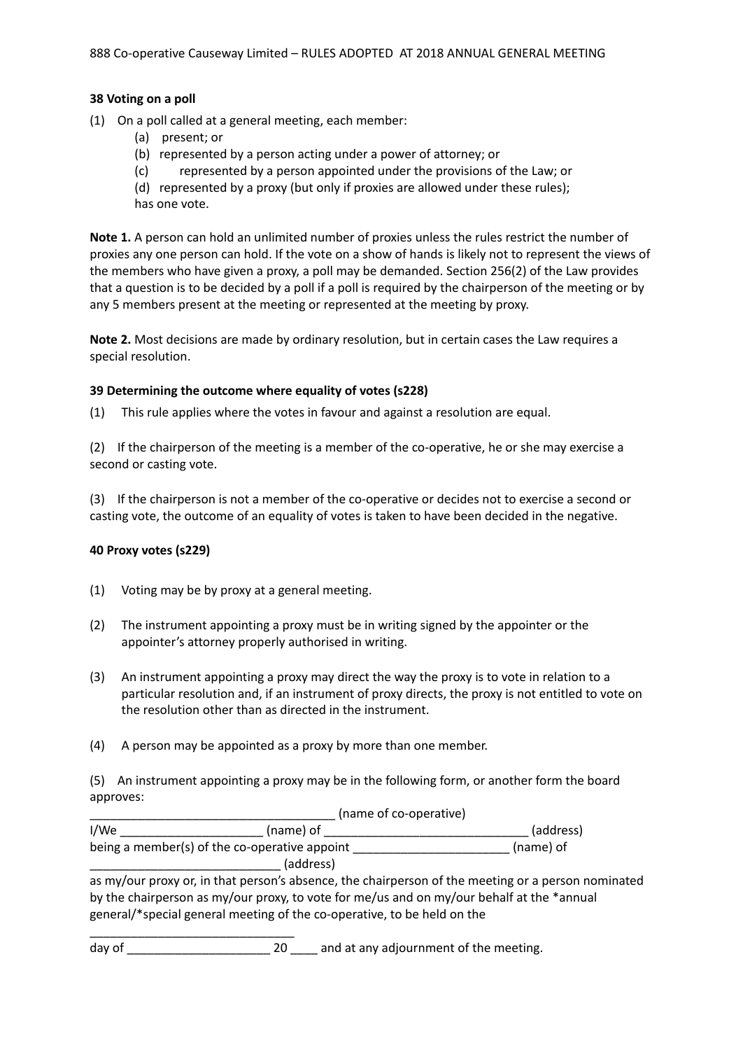**38 Voting on a poll**

(1) On a poll called at a general meeting, each member:

    (a) present; or
    (b) represented by a person acting under a power of attorney; or
    (c) represented by a person appointed under the provisions of the Law; or
    (d) represented by a proxy (but only if proxies are allowed under these rules);

    has one vote.

**Note 1.** A person can hold an unlimited number of proxies unless the rules restrict the number of proxies any one person can hold. If the vote on a show of hands is likely not to represent the views of the members who have given a proxy, a poll may be demanded. Section 256(2) of the Law provides that a question is to be decided by a poll if a poll is required by the chairperson of the meeting or by any 5 members present at the meeting or represented at the meeting by proxy.

**Note 2.** Most decisions are made by ordinary resolution, but in certain cases the Law requires a special resolution.

**39 Determining the outcome where equality of votes (s228)**

(1) This rule applies where the votes in favour and against a resolution are equal.

(2) If the chairperson of the meeting is a member of the co-operative, he or she may exercise a second or casting vote.

(3) If the chairperson is not a member of the co-operative or decides not to exercise a second or casting vote, the outcome of an equality of votes is taken to have been decided in the negative.

**40 Proxy votes (s229)**

(1) Voting may be by proxy at a general meeting.

(2) The instrument appointing a proxy must be in writing signed by the appointer or the appointer's attorney properly authorised in writing.

(3) An instrument appointing a proxy may direct the way the proxy is to vote in relation to a particular resolution and, if an instrument of proxy directs, the proxy is not entitled to vote on the resolution other than as directed in the instrument.

(4) A person may be appointed as a proxy by more than one member.

(5) An instrument appointing a proxy may be in the following form, or another form the board approves:

____________________________________ (name of co-operative)

I/We _____________________ (name) of ______________________________ (address)

being a member(s) of the co-operative appoint _______________________ (name) of

____________________________ (address)

as my/our proxy or, in that person's absence, the chairperson of the meeting or a person nominated by the chairperson as my/our proxy, to vote for me/us and on my/our behalf at the *annual general/*special general meeting of the co-operative, to be held on the

_______________________________

day of _____________________ 20 ____ and at any adjournment of the meeting.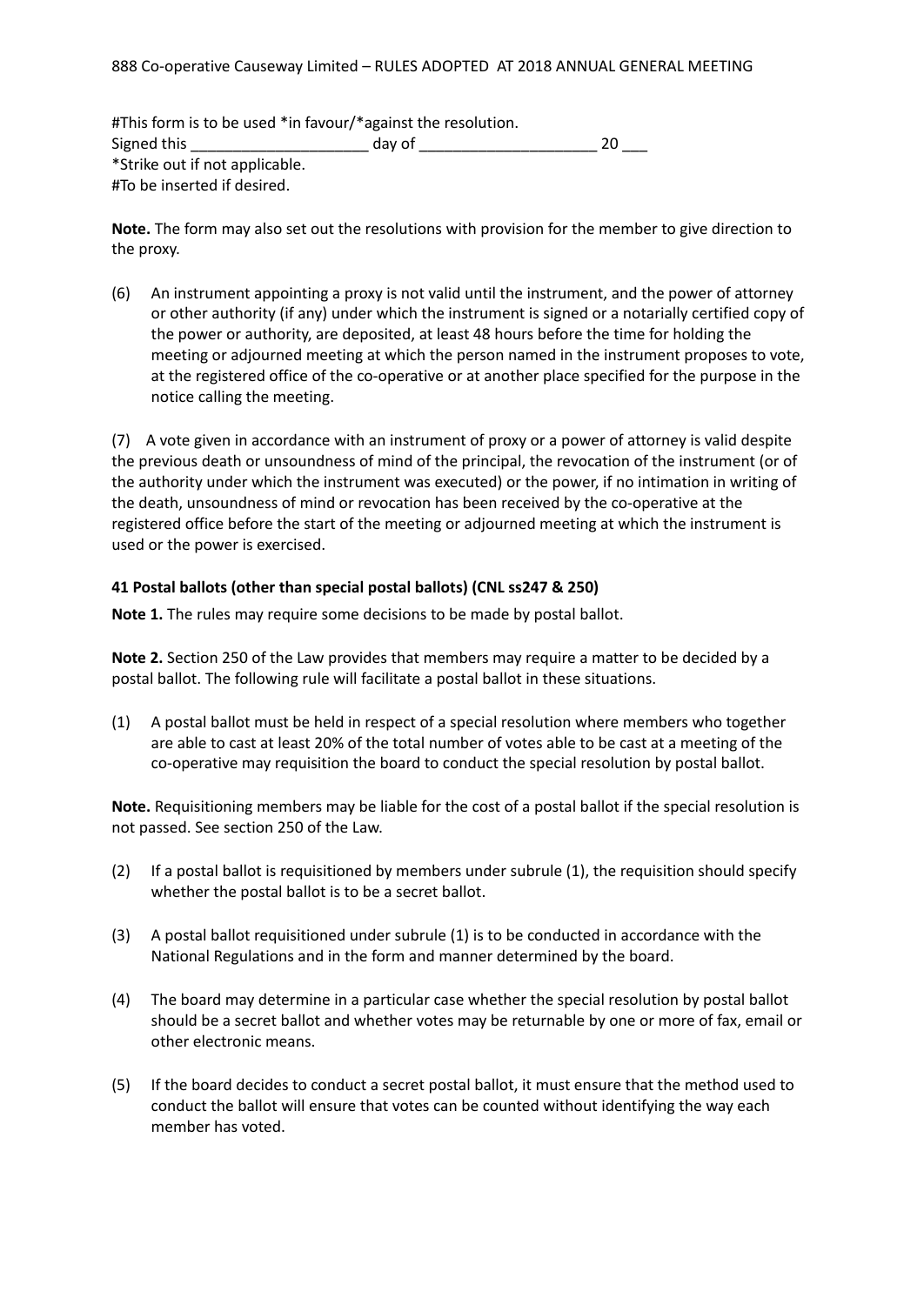#This form is to be used *in favour/*against the resolution.

Signed this ____________________ day of ____________________ 20 ___

*Strike out if not applicable.

#To be inserted if desired.

**Note.** The form may also set out the resolutions with provision for the member to give direction to the proxy.

(6) An instrument appointing a proxy is not valid until the instrument, and the power of attorney or other authority (if any) under which the instrument is signed or a notarially certified copy of the power or authority, are deposited, at least 48 hours before the time for holding the meeting or adjourned meeting at which the person named in the instrument proposes to vote, at the registered office of the co-operative or at another place specified for the purpose in the notice calling the meeting.

(7) A vote given in accordance with an instrument of proxy or a power of attorney is valid despite the previous death or unsoundness of mind of the principal, the revocation of the instrument (or of the authority under which the instrument was executed) or the power, if no intimation in writing of the death, unsoundness of mind or revocation has been received by the co-operative at the registered office before the start of the meeting or adjourned meeting at which the instrument is used or the power is exercised.

### 41 Postal ballots (other than special postal ballots) (CNL ss247 & 250)

**Note 1.** The rules may require some decisions to be made by postal ballot.

**Note 2.** Section 250 of the Law provides that members may require a matter to be decided by a postal ballot. The following rule will facilitate a postal ballot in these situations.

(1) A postal ballot must be held in respect of a special resolution where members who together are able to cast at least 20% of the total number of votes able to be cast at a meeting of the co-operative may requisition the board to conduct the special resolution by postal ballot.

**Note.** Requisitioning members may be liable for the cost of a postal ballot if the special resolution is not passed. See section 250 of the Law.

(2) If a postal ballot is requisitioned by members under subrule (1), the requisition should specify whether the postal ballot is to be a secret ballot.

(3) A postal ballot requisitioned under subrule (1) is to be conducted in accordance with the National Regulations and in the form and manner determined by the board.

(4) The board may determine in a particular case whether the special resolution by postal ballot should be a secret ballot and whether votes may be returnable by one or more of fax, email or other electronic means.

(5) If the board decides to conduct a secret postal ballot, it must ensure that the method used to conduct the ballot will ensure that votes can be counted without identifying the way each member has voted.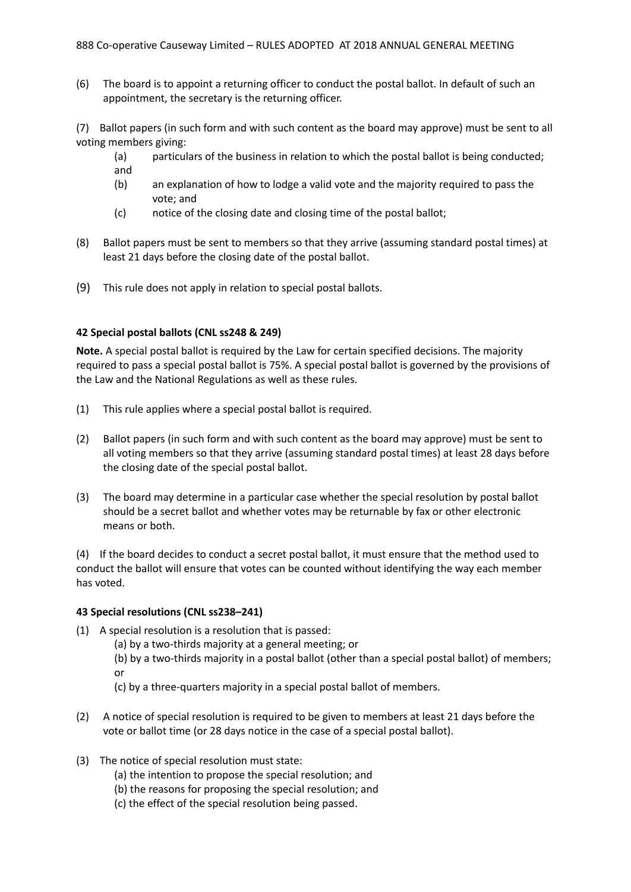(6) The board is to appoint a returning officer to conduct the postal ballot. In default of such an appointment, the secretary is the returning officer.

(7) Ballot papers (in such form and with such content as the board may approve) must be sent to all voting members giving:

- (a) particulars of the business in relation to which the postal ballot is being conducted; and
- (b) an explanation of how to lodge a valid vote and the majority required to pass the vote; and
- (c) notice of the closing date and closing time of the postal ballot;

(8) Ballot papers must be sent to members so that they arrive (assuming standard postal times) at least 21 days before the closing date of the postal ballot.

(9) This rule does not apply in relation to special postal ballots.

### 42 Special postal ballots (CNL ss248 & 249)

**Note.** A special postal ballot is required by the Law for certain specified decisions. The majority required to pass a special postal ballot is 75%. A special postal ballot is governed by the provisions of the Law and the National Regulations as well as these rules.

(1) This rule applies where a special postal ballot is required.

(2) Ballot papers (in such form and with such content as the board may approve) must be sent to all voting members so that they arrive (assuming standard postal times) at least 28 days before the closing date of the special postal ballot.

(3) The board may determine in a particular case whether the special resolution by postal ballot should be a secret ballot and whether votes may be returnable by fax or other electronic means or both.

(4) If the board decides to conduct a secret postal ballot, it must ensure that the method used to conduct the ballot will ensure that votes can be counted without identifying the way each member has voted.

### 43 Special resolutions (CNL ss238–241)

(1) A special resolution is a resolution that is passed:

- (a) by a two-thirds majority at a general meeting; or
- (b) by a two-thirds majority in a postal ballot (other than a special postal ballot) of members; or
- (c) by a three-quarters majority in a special postal ballot of members.

(2) A notice of special resolution is required to be given to members at least 21 days before the vote or ballot time (or 28 days notice in the case of a special postal ballot).

(3) The notice of special resolution must state:

- (a) the intention to propose the special resolution; and
- (b) the reasons for proposing the special resolution; and
- (c) the effect of the special resolution being passed.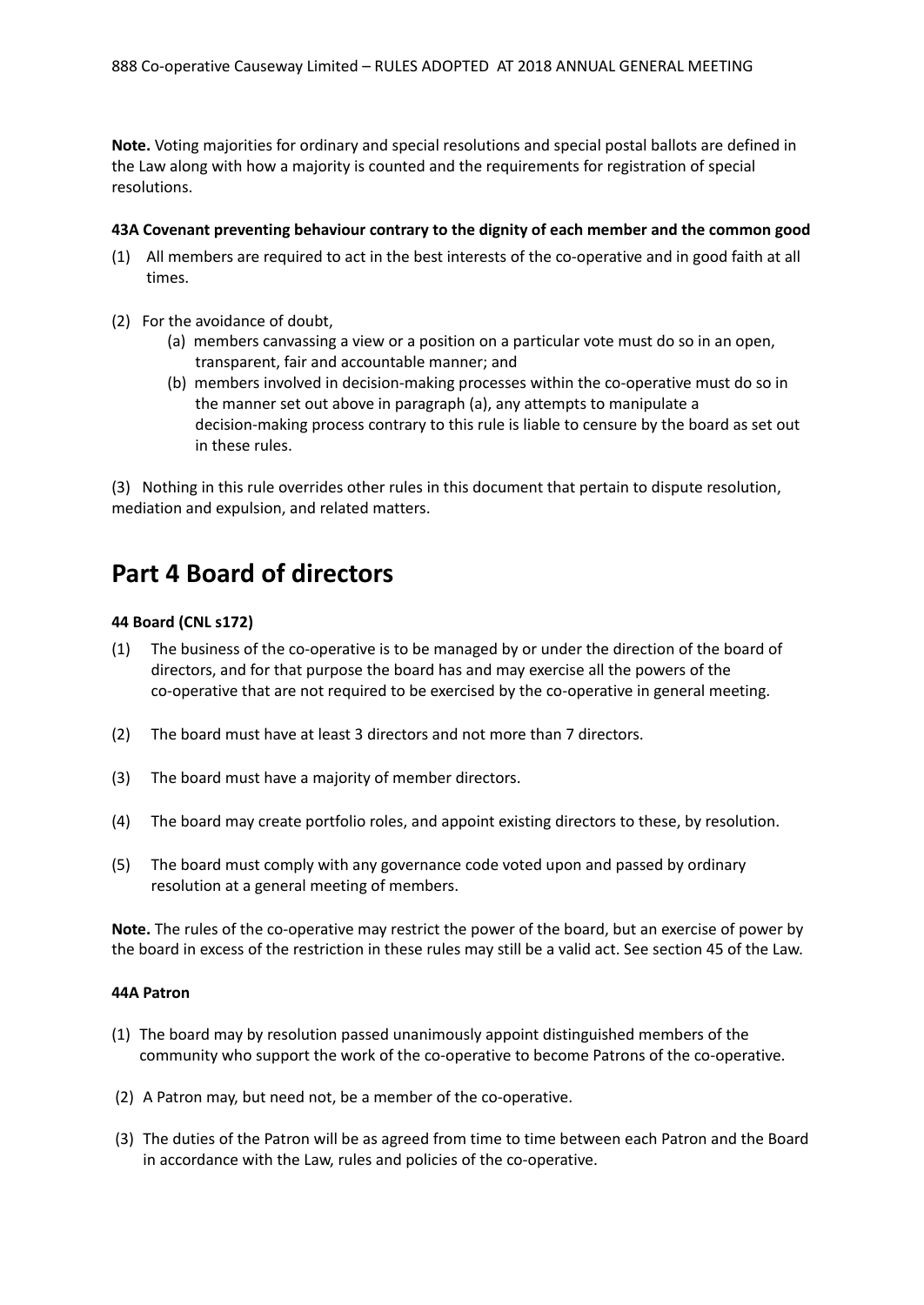**Note.** Voting majorities for ordinary and special resolutions and special postal ballots are defined in the Law along with how a majority is counted and the requirements for registration of special resolutions.

#### 43A Covenant preventing behaviour contrary to the dignity of each member and the common good

(1) All members are required to act in the best interests of the co-operative and in good faith at all times.

(2) For the avoidance of doubt,

  (a) members canvassing a view or a position on a particular vote must do so in an open, transparent, fair and accountable manner; and

  (b) members involved in decision-making processes within the co-operative must do so in the manner set out above in paragraph (a), any attempts to manipulate a decision-making process contrary to this rule is liable to censure by the board as set out in these rules.

(3) Nothing in this rule overrides other rules in this document that pertain to dispute resolution, mediation and expulsion, and related matters.

## Part 4 Board of directors

#### 44 Board (CNL s172)

(1) The business of the co-operative is to be managed by or under the direction of the board of directors, and for that purpose the board has and may exercise all the powers of the co-operative that are not required to be exercised by the co-operative in general meeting.

(2) The board must have at least 3 directors and not more than 7 directors.

(3) The board must have a majority of member directors.

(4) The board may create portfolio roles, and appoint existing directors to these, by resolution.

(5) The board must comply with any governance code voted upon and passed by ordinary resolution at a general meeting of members.

**Note.** The rules of the co-operative may restrict the power of the board, but an exercise of power by the board in excess of the restriction in these rules may still be a valid act. See section 45 of the Law.

#### 44A Patron

(1) The board may by resolution passed unanimously appoint distinguished members of the community who support the work of the co-operative to become Patrons of the co-operative.

(2) A Patron may, but need not, be a member of the co-operative.

(3) The duties of the Patron will be as agreed from time to time between each Patron and the Board in accordance with the Law, rules and policies of the co-operative.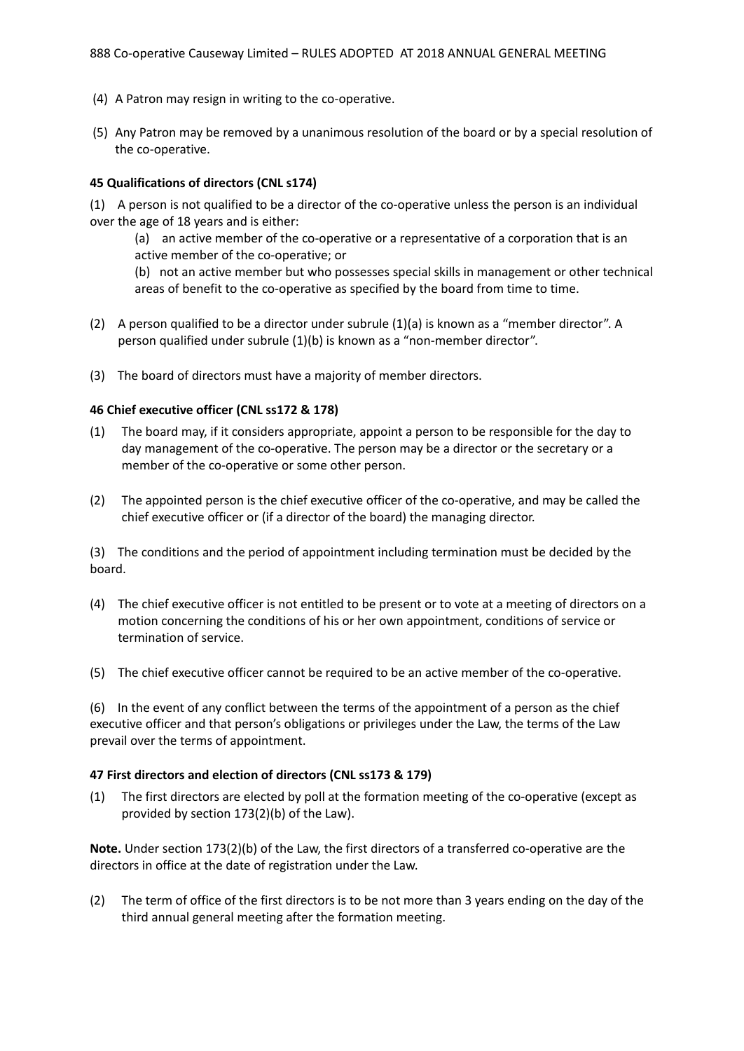(4) A Patron may resign in writing to the co-operative.

(5) Any Patron may be removed by a unanimous resolution of the board or by a special resolution of the co-operative.

**45 Qualifications of directors (CNL s174)**

(1) A person is not qualified to be a director of the co-operative unless the person is an individual over the age of 18 years and is either:

(a) an active member of the co-operative or a representative of a corporation that is an active member of the co-operative; or

(b) not an active member but who possesses special skills in management or other technical areas of benefit to the co-operative as specified by the board from time to time.

(2) A person qualified to be a director under subrule (1)(a) is known as a “member director”. A person qualified under subrule (1)(b) is known as a “non-member director”.

(3) The board of directors must have a majority of member directors.

**46 Chief executive officer (CNL ss172 & 178)**

(1) The board may, if it considers appropriate, appoint a person to be responsible for the day to day management of the co-operative. The person may be a director or the secretary or a member of the co-operative or some other person.

(2) The appointed person is the chief executive officer of the co-operative, and may be called the chief executive officer or (if a director of the board) the managing director.

(3) The conditions and the period of appointment including termination must be decided by the board.

(4) The chief executive officer is not entitled to be present or to vote at a meeting of directors on a motion concerning the conditions of his or her own appointment, conditions of service or termination of service.

(5) The chief executive officer cannot be required to be an active member of the co-operative.

(6) In the event of any conflict between the terms of the appointment of a person as the chief executive officer and that person’s obligations or privileges under the Law, the terms of the Law prevail over the terms of appointment.

**47 First directors and election of directors (CNL ss173 & 179)**

(1) The first directors are elected by poll at the formation meeting of the co-operative (except as provided by section 173(2)(b) of the Law).

**Note.** Under section 173(2)(b) of the Law, the first directors of a transferred co-operative are the directors in office at the date of registration under the Law.

(2) The term of office of the first directors is to be not more than 3 years ending on the day of the third annual general meeting after the formation meeting.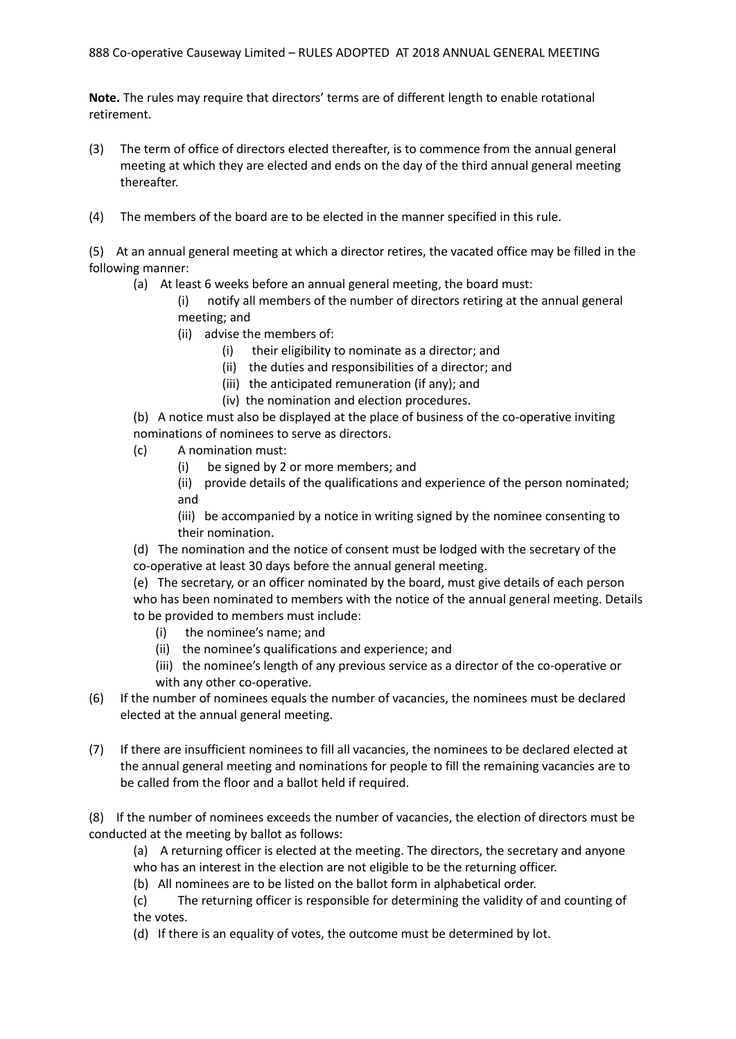**Note.** The rules may require that directors' terms are of different length to enable rotational retirement.

(3) The term of office of directors elected thereafter, is to commence from the annual general meeting at which they are elected and ends on the day of the third annual general meeting thereafter.

(4) The members of the board are to be elected in the manner specified in this rule.

(5) At an annual general meeting at which a director retires, the vacated office may be filled in the following manner:

- (a) At least 6 weeks before an annual general meeting, the board must:
  - (i) notify all members of the number of directors retiring at the annual general meeting; and
  - (ii) advise the members of:
    - (i) their eligibility to nominate as a director; and
    - (ii) the duties and responsibilities of a director; and
    - (iii) the anticipated remuneration (if any); and
    - (iv) the nomination and election procedures.
- (b) A notice must also be displayed at the place of business of the co-operative inviting nominations of nominees to serve as directors.
- (c) A nomination must:
  - (i) be signed by 2 or more members; and
  - (ii) provide details of the qualifications and experience of the person nominated; and
  - (iii) be accompanied by a notice in writing signed by the nominee consenting to their nomination.
- (d) The nomination and the notice of consent must be lodged with the secretary of the co-operative at least 30 days before the annual general meeting.
- (e) The secretary, or an officer nominated by the board, must give details of each person who has been nominated to members with the notice of the annual general meeting. Details to be provided to members must include:
  - (i) the nominee's name; and
  - (ii) the nominee's qualifications and experience; and
  - (iii) the nominee's length of any previous service as a director of the co-operative or with any other co-operative.

(6) If the number of nominees equals the number of vacancies, the nominees must be declared elected at the annual general meeting.

(7) If there are insufficient nominees to fill all vacancies, the nominees to be declared elected at the annual general meeting and nominations for people to fill the remaining vacancies are to be called from the floor and a ballot held if required.

(8) If the number of nominees exceeds the number of vacancies, the election of directors must be conducted at the meeting by ballot as follows:

- (a) A returning officer is elected at the meeting. The directors, the secretary and anyone who has an interest in the election are not eligible to be the returning officer.
- (b) All nominees are to be listed on the ballot form in alphabetical order.
- (c) The returning officer is responsible for determining the validity of and counting of the votes.
- (d) If there is an equality of votes, the outcome must be determined by lot.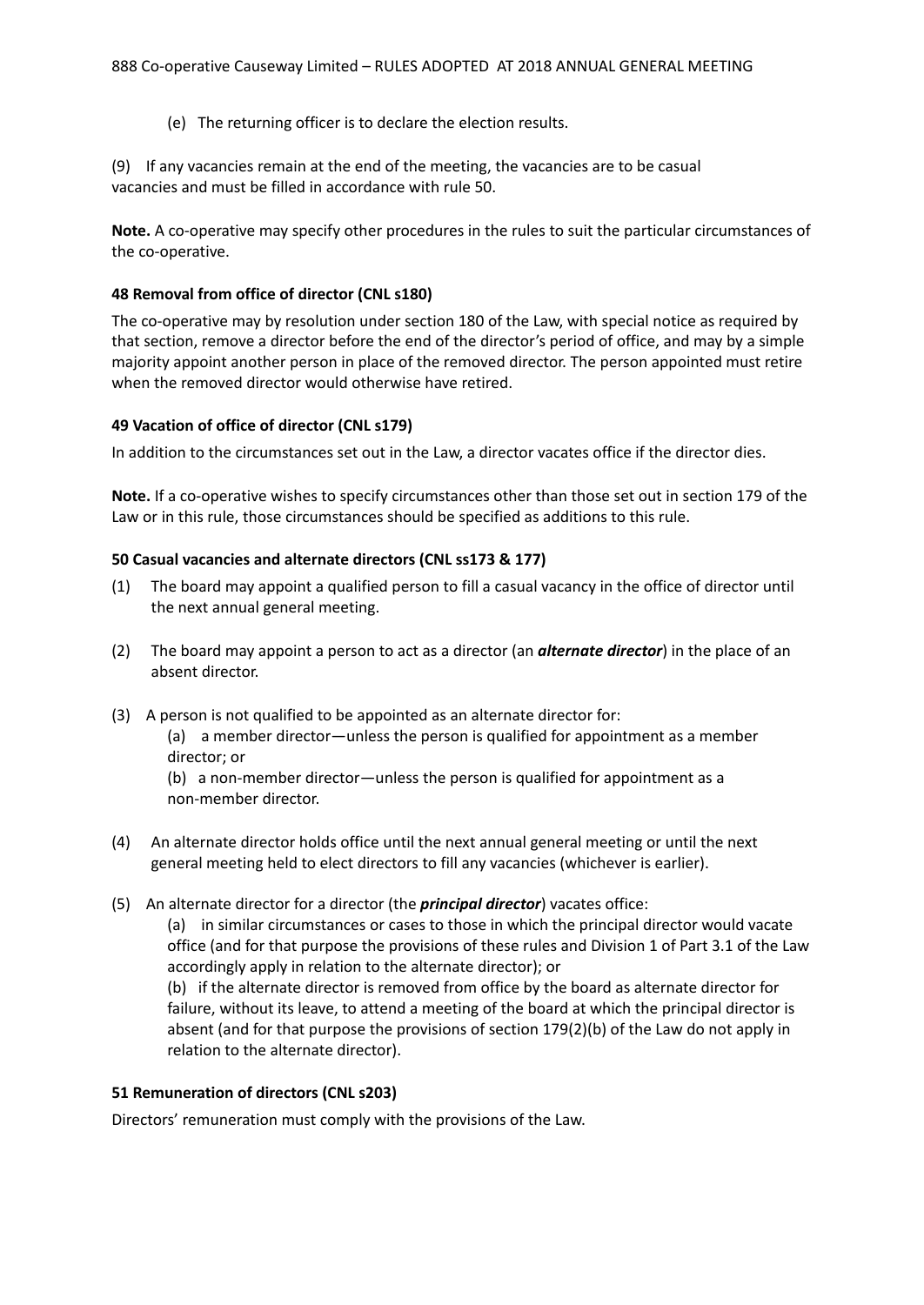(e) The returning officer is to declare the election results.

(9) If any vacancies remain at the end of the meeting, the vacancies are to be casual vacancies and must be filled in accordance with rule 50.

**Note.** A co-operative may specify other procedures in the rules to suit the particular circumstances of the co-operative.

### 48 Removal from office of director (CNL s180)

The co-operative may by resolution under section 180 of the Law, with special notice as required by that section, remove a director before the end of the director's period of office, and may by a simple majority appoint another person in place of the removed director. The person appointed must retire when the removed director would otherwise have retired.

### 49 Vacation of office of director (CNL s179)

In addition to the circumstances set out in the Law, a director vacates office if the director dies.

**Note.** If a co-operative wishes to specify circumstances other than those set out in section 179 of the Law or in this rule, those circumstances should be specified as additions to this rule.

### 50 Casual vacancies and alternate directors (CNL ss173 & 177)

(1) The board may appoint a qualified person to fill a casual vacancy in the office of director until the next annual general meeting.

(2) The board may appoint a person to act as a director (an ***alternate director***) in the place of an absent director.

(3) A person is not qualified to be appointed as an alternate director for:

(a) a member director—unless the person is qualified for appointment as a member director; or

(b) a non-member director—unless the person is qualified for appointment as a non-member director.

(4) An alternate director holds office until the next annual general meeting or until the next general meeting held to elect directors to fill any vacancies (whichever is earlier).

(5) An alternate director for a director (the ***principal director***) vacates office:

(a) in similar circumstances or cases to those in which the principal director would vacate office (and for that purpose the provisions of these rules and Division 1 of Part 3.1 of the Law accordingly apply in relation to the alternate director); or

(b) if the alternate director is removed from office by the board as alternate director for failure, without its leave, to attend a meeting of the board at which the principal director is absent (and for that purpose the provisions of section 179(2)(b) of the Law do not apply in relation to the alternate director).

### 51 Remuneration of directors (CNL s203)

Directors' remuneration must comply with the provisions of the Law.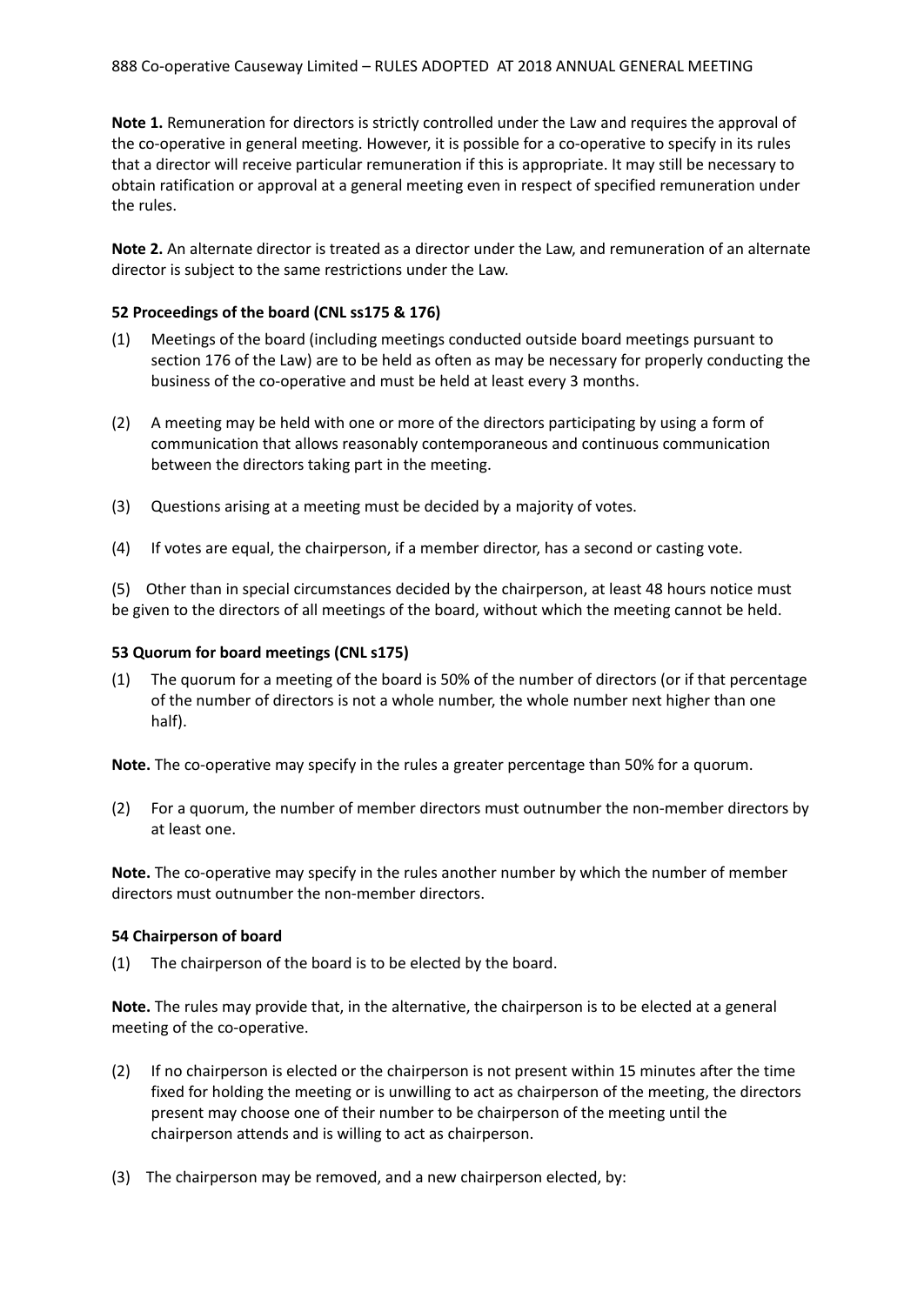**Note 1.** Remuneration for directors is strictly controlled under the Law and requires the approval of the co-operative in general meeting. However, it is possible for a co-operative to specify in its rules that a director will receive particular remuneration if this is appropriate. It may still be necessary to obtain ratification or approval at a general meeting even in respect of specified remuneration under the rules.

**Note 2.** An alternate director is treated as a director under the Law, and remuneration of an alternate director is subject to the same restrictions under the Law.

**52 Proceedings of the board (CNL ss175 & 176)**

(1) Meetings of the board (including meetings conducted outside board meetings pursuant to section 176 of the Law) are to be held as often as may be necessary for properly conducting the business of the co-operative and must be held at least every 3 months.

(2) A meeting may be held with one or more of the directors participating by using a form of communication that allows reasonably contemporaneous and continuous communication between the directors taking part in the meeting.

(3) Questions arising at a meeting must be decided by a majority of votes.

(4) If votes are equal, the chairperson, if a member director, has a second or casting vote.

(5) Other than in special circumstances decided by the chairperson, at least 48 hours notice must be given to the directors of all meetings of the board, without which the meeting cannot be held.

**53 Quorum for board meetings (CNL s175)**

(1) The quorum for a meeting of the board is 50% of the number of directors (or if that percentage of the number of directors is not a whole number, the whole number next higher than one half).

**Note.** The co-operative may specify in the rules a greater percentage than 50% for a quorum.

(2) For a quorum, the number of member directors must outnumber the non-member directors by at least one.

**Note.** The co-operative may specify in the rules another number by which the number of member directors must outnumber the non-member directors.

**54 Chairperson of board**

(1) The chairperson of the board is to be elected by the board.

**Note.** The rules may provide that, in the alternative, the chairperson is to be elected at a general meeting of the co-operative.

(2) If no chairperson is elected or the chairperson is not present within 15 minutes after the time fixed for holding the meeting or is unwilling to act as chairperson of the meeting, the directors present may choose one of their number to be chairperson of the meeting until the chairperson attends and is willing to act as chairperson.

(3) The chairperson may be removed, and a new chairperson elected, by: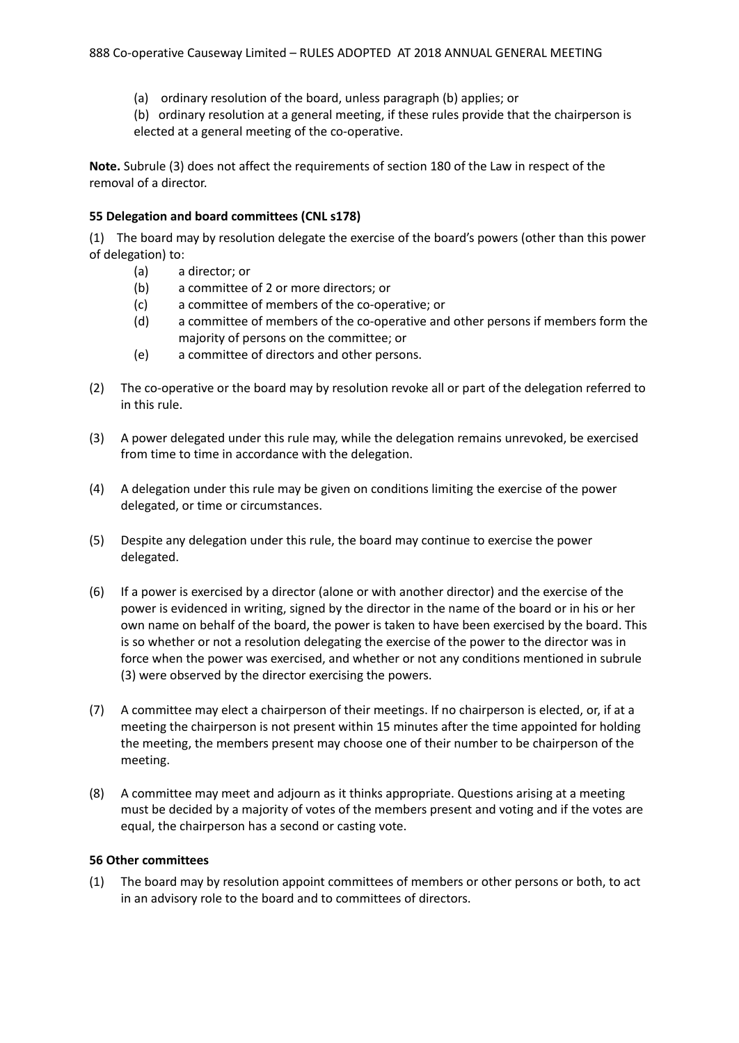(a) ordinary resolution of the board, unless paragraph (b) applies; or

(b) ordinary resolution at a general meeting, if these rules provide that the chairperson is elected at a general meeting of the co-operative.

**Note.** Subrule (3) does not affect the requirements of section 180 of the Law in respect of the removal of a director.

**55 Delegation and board committees (CNL s178)**

(1) The board may by resolution delegate the exercise of the board's powers (other than this power of delegation) to:

(a) a director; or

(b) a committee of 2 or more directors; or

(c) a committee of members of the co-operative; or

(d) a committee of members of the co-operative and other persons if members form the majority of persons on the committee; or

(e) a committee of directors and other persons.

(2) The co-operative or the board may by resolution revoke all or part of the delegation referred to in this rule.

(3) A power delegated under this rule may, while the delegation remains unrevoked, be exercised from time to time in accordance with the delegation.

(4) A delegation under this rule may be given on conditions limiting the exercise of the power delegated, or time or circumstances.

(5) Despite any delegation under this rule, the board may continue to exercise the power delegated.

(6) If a power is exercised by a director (alone or with another director) and the exercise of the power is evidenced in writing, signed by the director in the name of the board or in his or her own name on behalf of the board, the power is taken to have been exercised by the board. This is so whether or not a resolution delegating the exercise of the power to the director was in force when the power was exercised, and whether or not any conditions mentioned in subrule (3) were observed by the director exercising the powers.

(7) A committee may elect a chairperson of their meetings. If no chairperson is elected, or, if at a meeting the chairperson is not present within 15 minutes after the time appointed for holding the meeting, the members present may choose one of their number to be chairperson of the meeting.

(8) A committee may meet and adjourn as it thinks appropriate. Questions arising at a meeting must be decided by a majority of votes of the members present and voting and if the votes are equal, the chairperson has a second or casting vote.

**56 Other committees**

(1) The board may by resolution appoint committees of members or other persons or both, to act in an advisory role to the board and to committees of directors.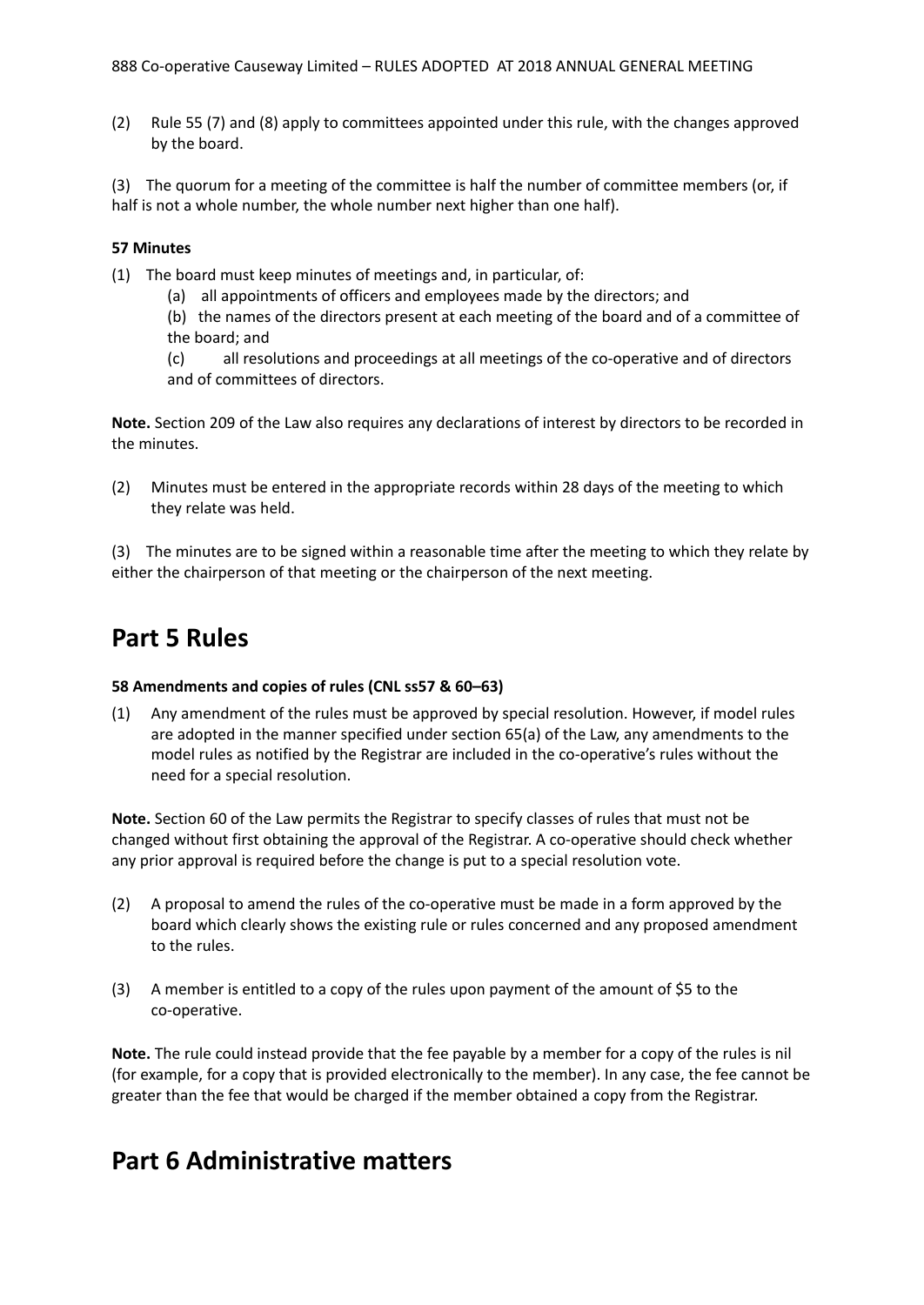(2) Rule 55 (7) and (8) apply to committees appointed under this rule, with the changes approved by the board.

(3) The quorum for a meeting of the committee is half the number of committee members (or, if half is not a whole number, the whole number next higher than one half).

**57 Minutes**

(1) The board must keep minutes of meetings and, in particular, of:

(a) all appointments of officers and employees made by the directors; and

(b) the names of the directors present at each meeting of the board and of a committee of the board; and

(c) all resolutions and proceedings at all meetings of the co-operative and of directors and of committees of directors.

**Note.** Section 209 of the Law also requires any declarations of interest by directors to be recorded in the minutes.

(2) Minutes must be entered in the appropriate records within 28 days of the meeting to which they relate was held.

(3) The minutes are to be signed within a reasonable time after the meeting to which they relate by either the chairperson of that meeting or the chairperson of the next meeting.

# Part 5 Rules

**58 Amendments and copies of rules (CNL ss57 & 60–63)**

(1) Any amendment of the rules must be approved by special resolution. However, if model rules are adopted in the manner specified under section 65(a) of the Law, any amendments to the model rules as notified by the Registrar are included in the co-operative's rules without the need for a special resolution.

**Note.** Section 60 of the Law permits the Registrar to specify classes of rules that must not be changed without first obtaining the approval of the Registrar. A co-operative should check whether any prior approval is required before the change is put to a special resolution vote.

(2) A proposal to amend the rules of the co-operative must be made in a form approved by the board which clearly shows the existing rule or rules concerned and any proposed amendment to the rules.

(3) A member is entitled to a copy of the rules upon payment of the amount of $5 to the co-operative.

**Note.** The rule could instead provide that the fee payable by a member for a copy of the rules is nil (for example, for a copy that is provided electronically to the member). In any case, the fee cannot be greater than the fee that would be charged if the member obtained a copy from the Registrar.

# Part 6 Administrative matters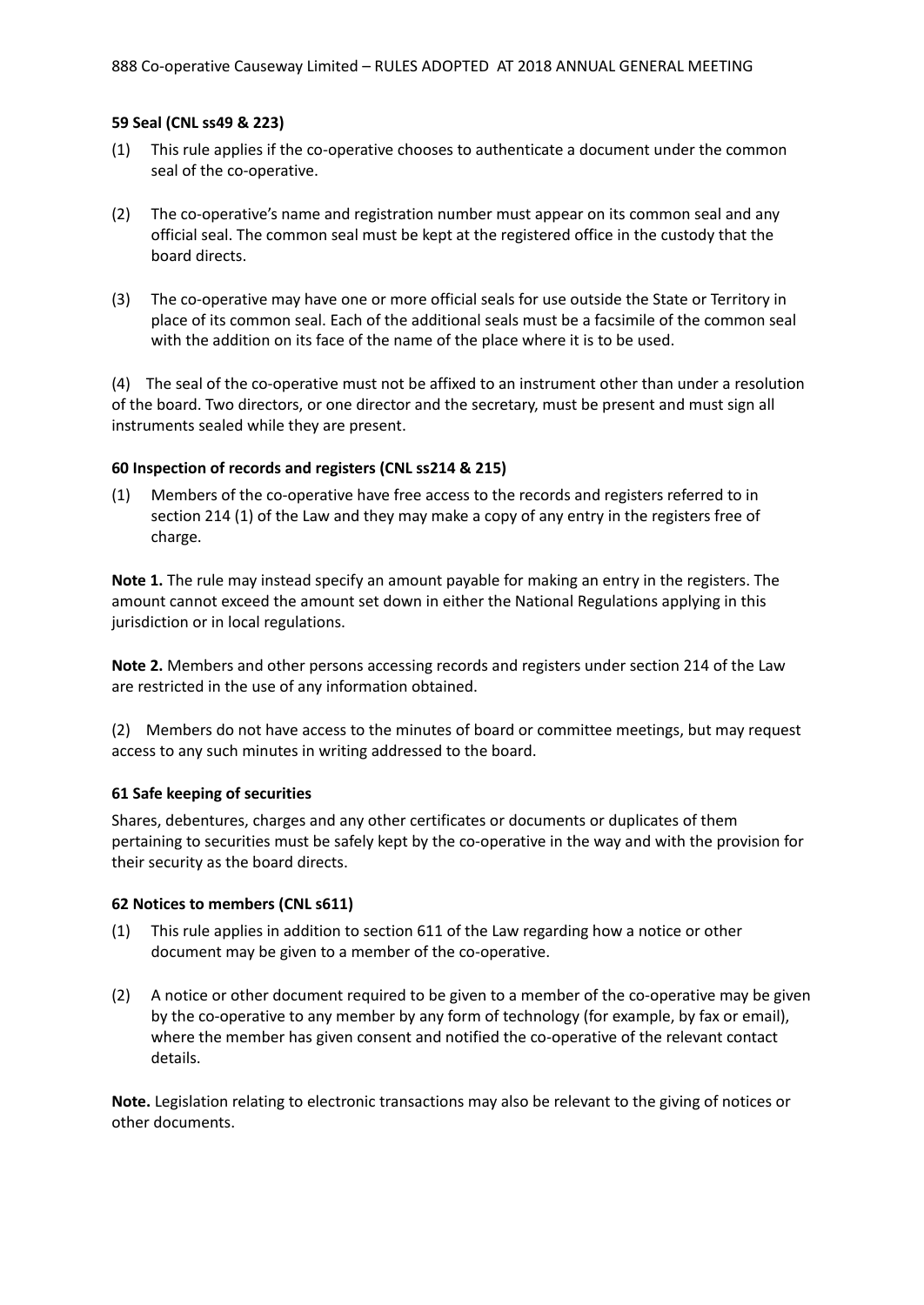**59 Seal (CNL ss49 & 223)**

(1) This rule applies if the co-operative chooses to authenticate a document under the common seal of the co-operative.

(2) The co-operative's name and registration number must appear on its common seal and any official seal. The common seal must be kept at the registered office in the custody that the board directs.

(3) The co-operative may have one or more official seals for use outside the State or Territory in place of its common seal. Each of the additional seals must be a facsimile of the common seal with the addition on its face of the name of the place where it is to be used.

(4) The seal of the co-operative must not be affixed to an instrument other than under a resolution of the board. Two directors, or one director and the secretary, must be present and must sign all instruments sealed while they are present.

**60 Inspection of records and registers (CNL ss214 & 215)**

(1) Members of the co-operative have free access to the records and registers referred to in section 214 (1) of the Law and they may make a copy of any entry in the registers free of charge.

**Note 1.** The rule may instead specify an amount payable for making an entry in the registers. The amount cannot exceed the amount set down in either the National Regulations applying in this jurisdiction or in local regulations.

**Note 2.** Members and other persons accessing records and registers under section 214 of the Law are restricted in the use of any information obtained.

(2) Members do not have access to the minutes of board or committee meetings, but may request access to any such minutes in writing addressed to the board.

**61 Safe keeping of securities**

Shares, debentures, charges and any other certificates or documents or duplicates of them pertaining to securities must be safely kept by the co-operative in the way and with the provision for their security as the board directs.

**62 Notices to members (CNL s611)**

(1) This rule applies in addition to section 611 of the Law regarding how a notice or other document may be given to a member of the co-operative.

(2) A notice or other document required to be given to a member of the co-operative may be given by the co-operative to any member by any form of technology (for example, by fax or email), where the member has given consent and notified the co-operative of the relevant contact details.

**Note.** Legislation relating to electronic transactions may also be relevant to the giving of notices or other documents.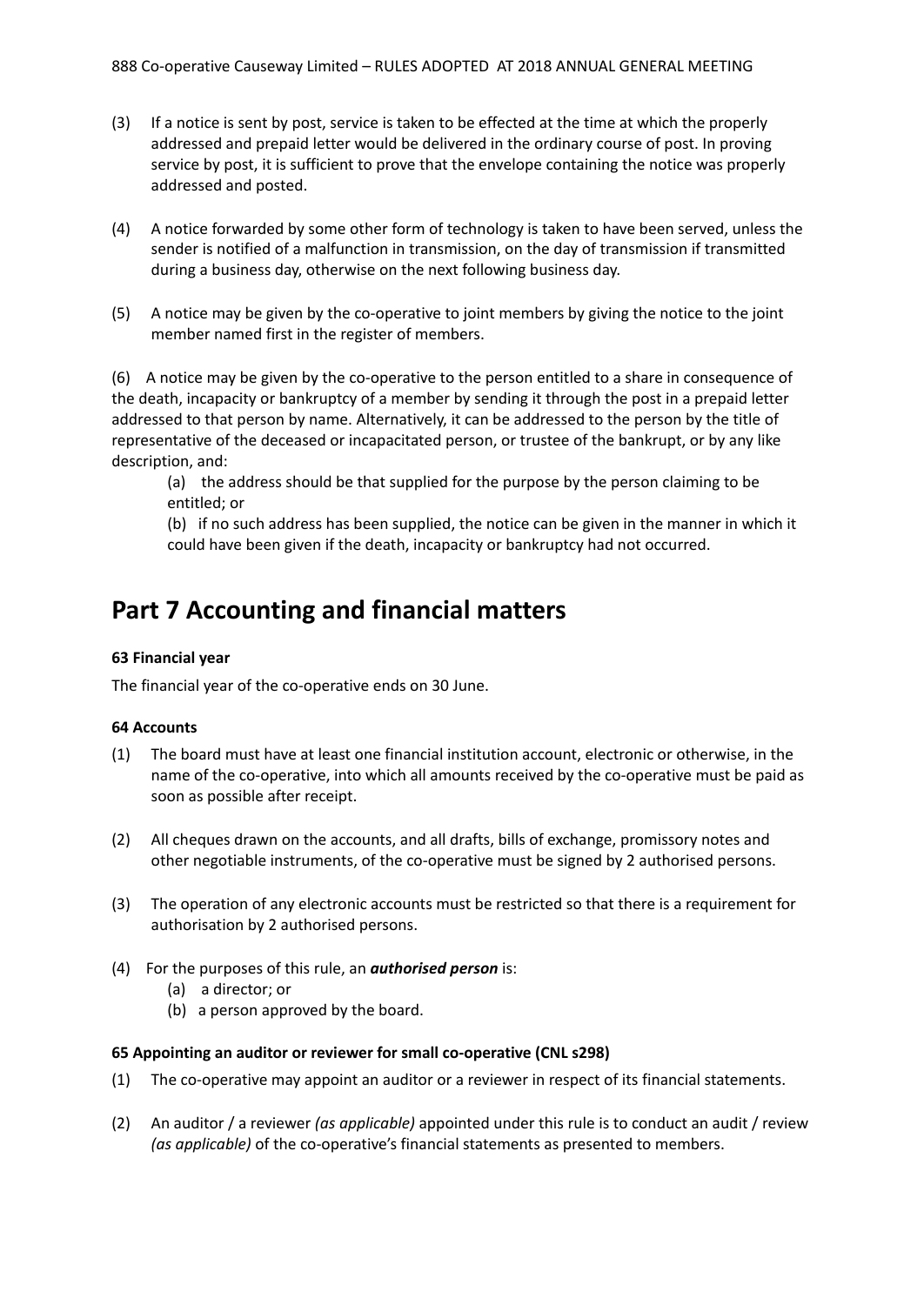(3) If a notice is sent by post, service is taken to be effected at the time at which the properly addressed and prepaid letter would be delivered in the ordinary course of post. In proving service by post, it is sufficient to prove that the envelope containing the notice was properly addressed and posted.

(4) A notice forwarded by some other form of technology is taken to have been served, unless the sender is notified of a malfunction in transmission, on the day of transmission if transmitted during a business day, otherwise on the next following business day.

(5) A notice may be given by the co-operative to joint members by giving the notice to the joint member named first in the register of members.

(6) A notice may be given by the co-operative to the person entitled to a share in consequence of the death, incapacity or bankruptcy of a member by sending it through the post in a prepaid letter addressed to that person by name. Alternatively, it can be addressed to the person by the title of representative of the deceased or incapacitated person, or trustee of the bankrupt, or by any like description, and:

(a) the address should be that supplied for the purpose by the person claiming to be entitled; or

(b) if no such address has been supplied, the notice can be given in the manner in which it could have been given if the death, incapacity or bankruptcy had not occurred.

# Part 7 Accounting and financial matters

**63 Financial year**

The financial year of the co-operative ends on 30 June.

**64 Accounts**

(1) The board must have at least one financial institution account, electronic or otherwise, in the name of the co-operative, into which all amounts received by the co-operative must be paid as soon as possible after receipt.

(2) All cheques drawn on the accounts, and all drafts, bills of exchange, promissory notes and other negotiable instruments, of the co-operative must be signed by 2 authorised persons.

(3) The operation of any electronic accounts must be restricted so that there is a requirement for authorisation by 2 authorised persons.

(4) For the purposes of this rule, an ***authorised person*** is:

(a) a director; or

(b) a person approved by the board.

**65 Appointing an auditor or reviewer for small co-operative (CNL s298)**

(1) The co-operative may appoint an auditor or a reviewer in respect of its financial statements.

(2) An auditor / a reviewer *(as applicable)* appointed under this rule is to conduct an audit / review *(as applicable)* of the co-operative's financial statements as presented to members.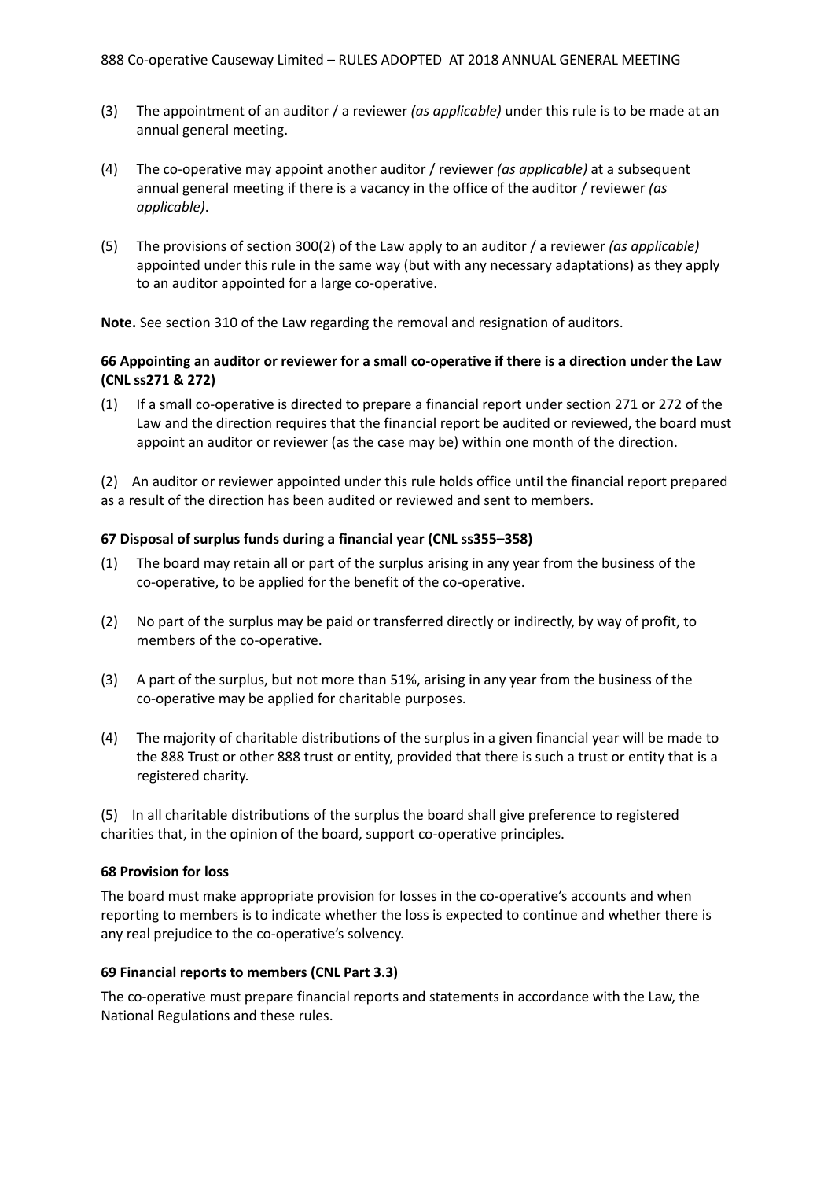(3) The appointment of an auditor / a reviewer *(as applicable)* under this rule is to be made at an annual general meeting.

(4) The co-operative may appoint another auditor / reviewer *(as applicable)* at a subsequent annual general meeting if there is a vacancy in the office of the auditor / reviewer *(as applicable)*.

(5) The provisions of section 300(2) of the Law apply to an auditor / a reviewer *(as applicable)* appointed under this rule in the same way (but with any necessary adaptations) as they apply to an auditor appointed for a large co-operative.

**Note.** See section 310 of the Law regarding the removal and resignation of auditors.

### 66 Appointing an auditor or reviewer for a small co-operative if there is a direction under the Law (CNL ss271 & 272)

(1) If a small co-operative is directed to prepare a financial report under section 271 or 272 of the Law and the direction requires that the financial report be audited or reviewed, the board must appoint an auditor or reviewer (as the case may be) within one month of the direction.

(2) An auditor or reviewer appointed under this rule holds office until the financial report prepared as a result of the direction has been audited or reviewed and sent to members.

### 67 Disposal of surplus funds during a financial year (CNL ss355–358)

(1) The board may retain all or part of the surplus arising in any year from the business of the co-operative, to be applied for the benefit of the co-operative.

(2) No part of the surplus may be paid or transferred directly or indirectly, by way of profit, to members of the co-operative.

(3) A part of the surplus, but not more than 51%, arising in any year from the business of the co-operative may be applied for charitable purposes.

(4) The majority of charitable distributions of the surplus in a given financial year will be made to the 888 Trust or other 888 trust or entity, provided that there is such a trust or entity that is a registered charity.

(5) In all charitable distributions of the surplus the board shall give preference to registered charities that, in the opinion of the board, support co-operative principles.

### 68 Provision for loss

The board must make appropriate provision for losses in the co-operative's accounts and when reporting to members is to indicate whether the loss is expected to continue and whether there is any real prejudice to the co-operative's solvency.

### 69 Financial reports to members (CNL Part 3.3)

The co-operative must prepare financial reports and statements in accordance with the Law, the National Regulations and these rules.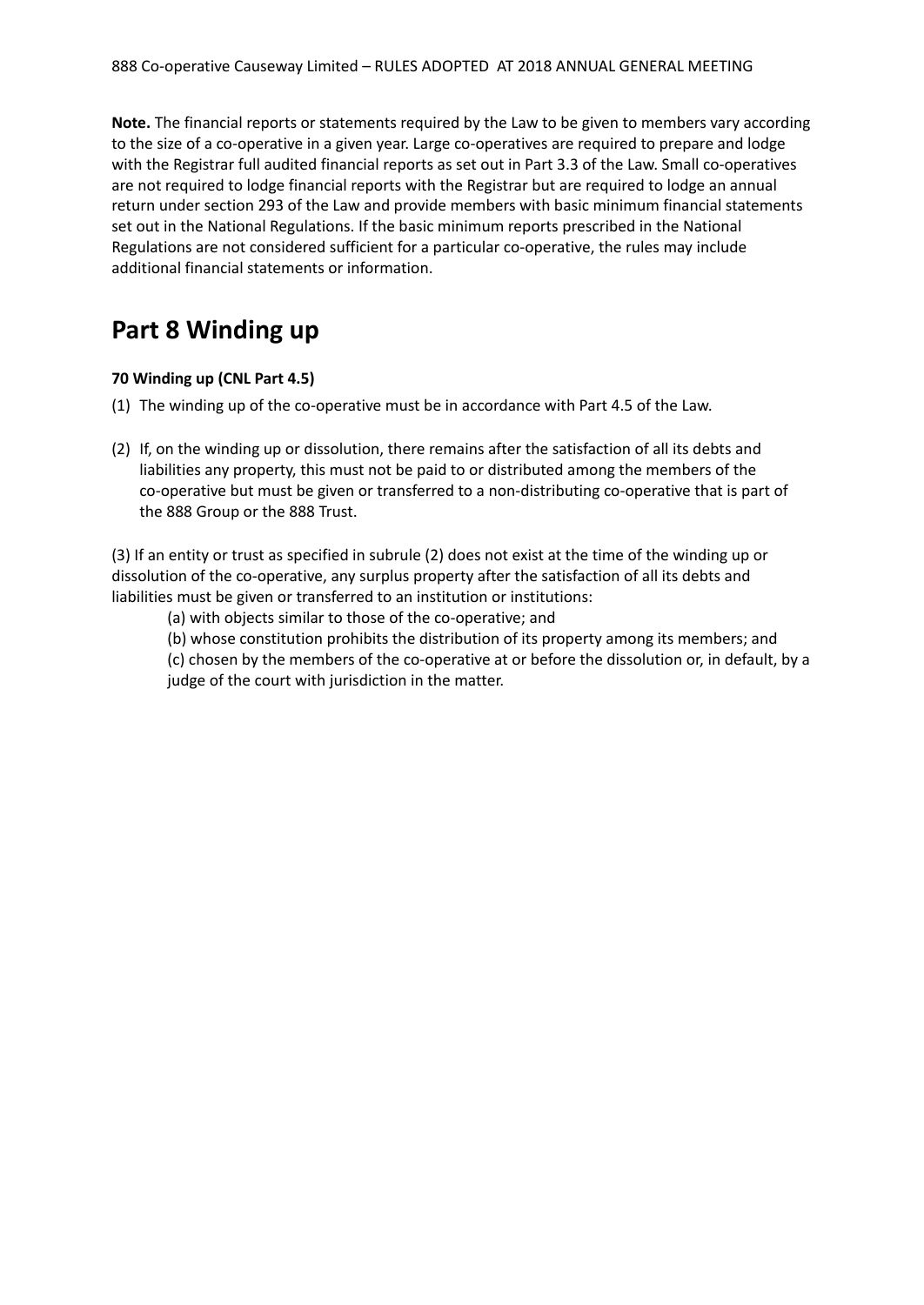**Note.** The financial reports or statements required by the Law to be given to members vary according to the size of a co-operative in a given year. Large co-operatives are required to prepare and lodge with the Registrar full audited financial reports as set out in Part 3.3 of the Law. Small co-operatives are not required to lodge financial reports with the Registrar but are required to lodge an annual return under section 293 of the Law and provide members with basic minimum financial statements set out in the National Regulations. If the basic minimum reports prescribed in the National Regulations are not considered sufficient for a particular co-operative, the rules may include additional financial statements or information.

# Part 8 Winding up

**70 Winding up (CNL Part 4.5)**

(1) The winding up of the co-operative must be in accordance with Part 4.5 of the Law.

(2) If, on the winding up or dissolution, there remains after the satisfaction of all its debts and liabilities any property, this must not be paid to or distributed among the members of the co-operative but must be given or transferred to a non-distributing co-operative that is part of the 888 Group or the 888 Trust.

(3) If an entity or trust as specified in subrule (2) does not exist at the time of the winding up or dissolution of the co-operative, any surplus property after the satisfaction of all its debts and liabilities must be given or transferred to an institution or institutions:

(a) with objects similar to those of the co-operative; and

(b) whose constitution prohibits the distribution of its property among its members; and

(c) chosen by the members of the co-operative at or before the dissolution or, in default, by a judge of the court with jurisdiction in the matter.